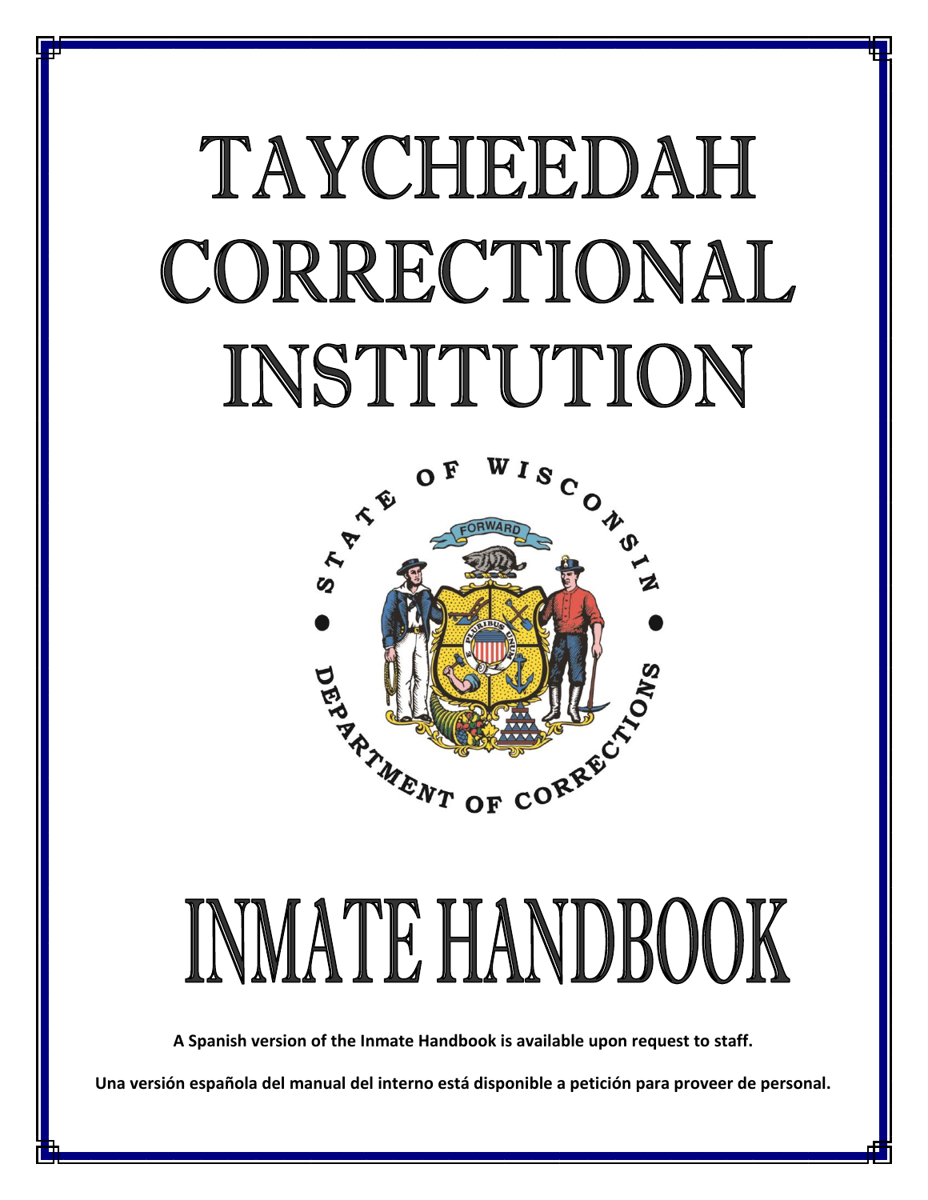# TAYCHEEDAH CORRECTIONAL INSTITUTION

STATE OF WISCONSIN

FORWARD

E PLURIBUS UNUM

DEPARTMENT OF CORRECTIONS

# INMATE HANDBOOK

**A Spanish version of the Inmate Handbook is available upon request to staff.**

**Una versión española del manual del interno está disponible a petición para proveer de personal.**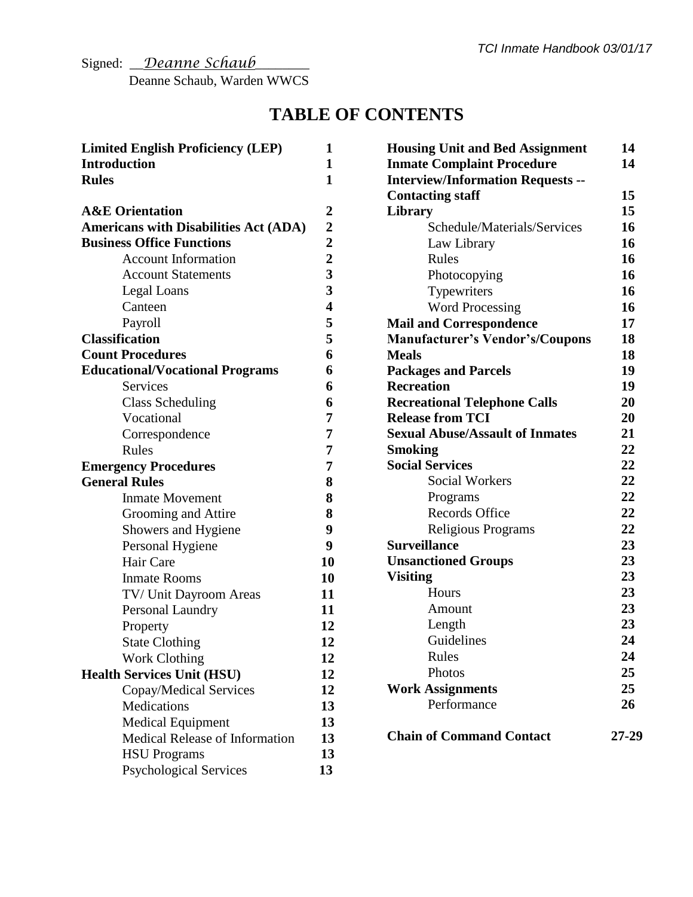Signed: __*Deanne Schaub*_______
Deanne Schaub, Warden WWCS

# TABLE OF CONTENTS

| Section | Page |
|---|---|
| **Limited English Proficiency (LEP)** | **1** |
| **Introduction** | **1** |
| **Rules** | **1** |
| **A&E Orientation** | **2** |
| **Americans with Disabilities Act (ADA)** | **2** |
| **Business Office Functions** | **2** |
| Account Information | **2** |
| Account Statements | **3** |
| Legal Loans | **3** |
| Canteen | **4** |
| Payroll | **5** |
| **Classification** | **5** |
| **Count Procedures** | **6** |
| **Educational/Vocational Programs** | **6** |
| Services | **6** |
| Class Scheduling | **6** |
| Vocational | **7** |
| Correspondence | **7** |
| Rules | **7** |
| **Emergency Procedures** | **7** |
| **General Rules** | **8** |
| Inmate Movement | **8** |
| Grooming and Attire | **8** |
| Showers and Hygiene | **9** |
| Personal Hygiene | **9** |
| Hair Care | **10** |
| Inmate Rooms | **10** |
| TV/ Unit Dayroom Areas | **11** |
| Personal Laundry | **11** |
| Property | **12** |
| State Clothing | **12** |
| Work Clothing | **12** |
| **Health Services Unit (HSU)** | **12** |
| Copay/Medical Services | **12** |
| Medications | **13** |
| Medical Equipment | **13** |
| Medical Release of Information | **13** |
| HSU Programs | **13** |
| Psychological Services | **13** |
| **Housing Unit and Bed Assignment** | **14** |
| **Inmate Complaint Procedure** | **14** |
| **Interview/Information Requests -- Contacting staff** | **15** |
| **Library** | **15** |
| Schedule/Materials/Services | **16** |
| Law Library | **16** |
| Rules | **16** |
| Photocopying | **16** |
| Typewriters | **16** |
| Word Processing | **16** |
| **Mail and Correspondence** | **17** |
| **Manufacturer's Vendor's/Coupons** | **18** |
| **Meals** | **18** |
| **Packages and Parcels** | **19** |
| **Recreation** | **19** |
| **Recreational Telephone Calls** | **20** |
| **Release from TCI** | **20** |
| **Sexual Abuse/Assault of Inmates** | **21** |
| **Smoking** | **22** |
| **Social Services** | **22** |
| Social Workers | **22** |
| Programs | **22** |
| Records Office | **22** |
| Religious Programs | **22** |
| **Surveillance** | **23** |
| **Unsanctioned Groups** | **23** |
| **Visiting** | **23** |
| Hours | **23** |
| Amount | **23** |
| Length | **23** |
| Guidelines | **24** |
| Rules | **24** |
| Photos | **25** |
| **Work Assignments** | **25** |
| Performance | **26** |
| **Chain of Command Contact** | **27-29** |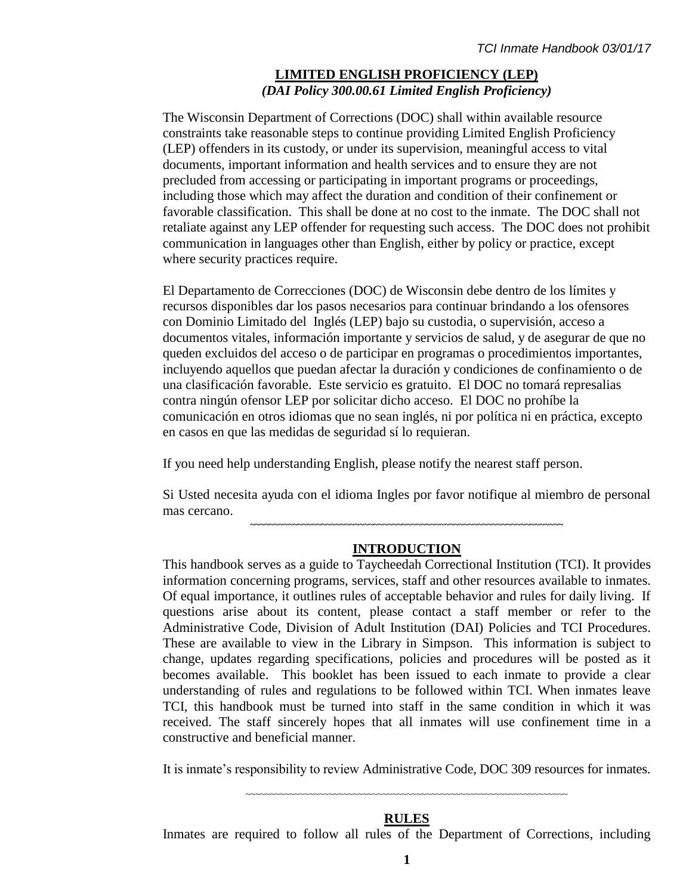## LIMITED ENGLISH PROFICIENCY (LEP)

***(DAI Policy 300.00.61 Limited English Proficiency)***

The Wisconsin Department of Corrections (DOC) shall within available resource constraints take reasonable steps to continue providing Limited English Proficiency (LEP) offenders in its custody, or under its supervision, meaningful access to vital documents, important information and health services and to ensure they are not precluded from accessing or participating in important programs or proceedings, including those which may affect the duration and condition of their confinement or favorable classification. This shall be done at no cost to the inmate. The DOC shall not retaliate against any LEP offender for requesting such access. The DOC does not prohibit communication in languages other than English, either by policy or practice, except where security practices require.

El Departamento de Correcciones (DOC) de Wisconsin debe dentro de los límites y recursos disponibles dar los pasos necesarios para continuar brindando a los ofensores con Dominio Limitado del Inglés (LEP) bajo su custodia, o supervisión, acceso a documentos vitales, información importante y servicios de salud, y de asegurar de que no queden excluidos del acceso o de participar en programas o procedimientos importantes, incluyendo aquellos que puedan afectar la duración y condiciones de confinamiento o de una clasificación favorable. Este servicio es gratuito. El DOC no tomará represalias contra ningún ofensor LEP por solicitar dicho acceso. El DOC no prohíbe la comunicación en otros idiomas que no sean inglés, ni por política ni en práctica, excepto en casos en que las medidas de seguridad sí lo requieran.

If you need help understanding English, please notify the nearest staff person.

Si Usted necesita ayuda con el idioma Ingles por favor notifique al miembro de personal mas cercano.

~~~~~~~~~~~~~~~~~~~~~~~~~~~~~~~~~~~~~~~~~~~~~~~~~~~~~~~~~~~~~~~~

## INTRODUCTION

This handbook serves as a guide to Taycheedah Correctional Institution (TCI). It provides information concerning programs, services, staff and other resources available to inmates. Of equal importance, it outlines rules of acceptable behavior and rules for daily living. If questions arise about its content, please contact a staff member or refer to the Administrative Code, Division of Adult Institution (DAI) Policies and TCI Procedures. These are available to view in the Library in Simpson. This information is subject to change, updates regarding specifications, policies and procedures will be posted as it becomes available. This booklet has been issued to each inmate to provide a clear understanding of rules and regulations to be followed within TCI. When inmates leave TCI, this handbook must be turned into staff in the same condition in which it was received. The staff sincerely hopes that all inmates will use confinement time in a constructive and beneficial manner.

It is inmate's responsibility to review Administrative Code, DOC 309 resources for inmates.

~~~~~~~~~~~~~~~~~~~~~~~~~~~~~~~~~~~~~~~~~~~~~~~~~~~~~~~~~~~~~~~~

## RULES

Inmates are required to follow all rules of the Department of Corrections, including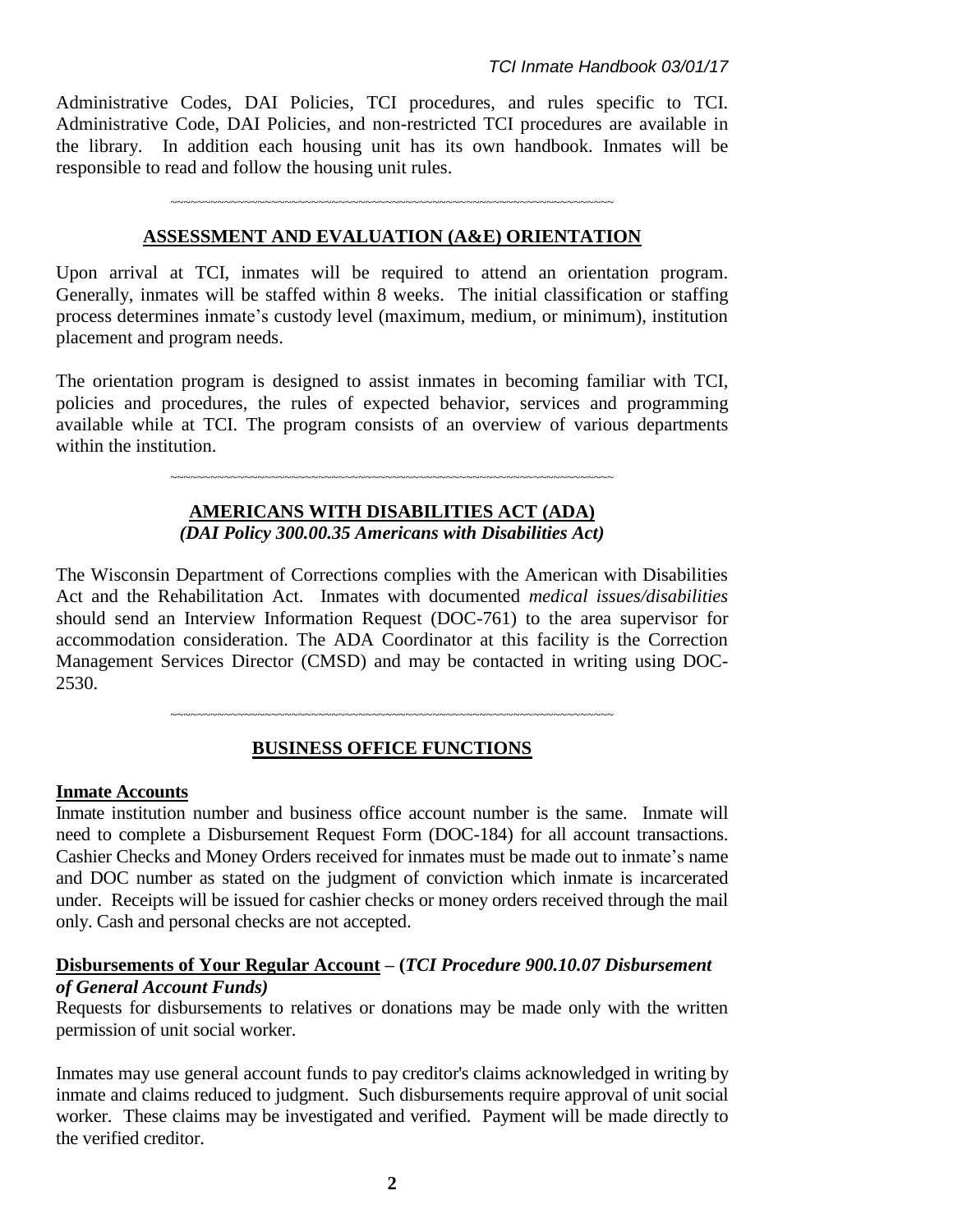Administrative Codes, DAI Policies, TCI procedures, and rules specific to TCI. Administrative Code, DAI Policies, and non-restricted TCI procedures are available in the library. In addition each housing unit has its own handbook. Inmates will be responsible to read and follow the housing unit rules.

~~~~~~~~~~~~~~~~~~~~~~~~~~~~~~~~~~~~~~~~~~~~~~~~~~~~~~~~~~~~~~~~

## ASSESSMENT AND EVALUATION (A&E) ORIENTATION

Upon arrival at TCI, inmates will be required to attend an orientation program. Generally, inmates will be staffed within 8 weeks. The initial classification or staffing process determines inmate's custody level (maximum, medium, or minimum), institution placement and program needs.

The orientation program is designed to assist inmates in becoming familiar with TCI, policies and procedures, the rules of expected behavior, services and programming available while at TCI. The program consists of an overview of various departments within the institution.

~~~~~~~~~~~~~~~~~~~~~~~~~~~~~~~~~~~~~~~~~~~~~~~~~~~~~~~~~~~~~~~~

## AMERICANS WITH DISABILITIES ACT (ADA)

***(DAI Policy 300.00.35 Americans with Disabilities Act)***

The Wisconsin Department of Corrections complies with the American with Disabilities Act and the Rehabilitation Act. Inmates with documented *medical issues/disabilities* should send an Interview Information Request (DOC-761) to the area supervisor for accommodation consideration. The ADA Coordinator at this facility is the Correction Management Services Director (CMSD) and may be contacted in writing using DOC-2530.

~~~~~~~~~~~~~~~~~~~~~~~~~~~~~~~~~~~~~~~~~~~~~~~~~~~~~~~~~~~~~~~~

## BUSINESS OFFICE FUNCTIONS

### Inmate Accounts

Inmate institution number and business office account number is the same. Inmate will need to complete a Disbursement Request Form (DOC-184) for all account transactions. Cashier Checks and Money Orders received for inmates must be made out to inmate's name and DOC number as stated on the judgment of conviction which inmate is incarcerated under. Receipts will be issued for cashier checks or money orders received through the mail only. Cash and personal checks are not accepted.

### Disbursements of Your Regular Account – (*TCI Procedure 900.10.07 Disbursement of General Account Funds)*

Requests for disbursements to relatives or donations may be made only with the written permission of unit social worker.

Inmates may use general account funds to pay creditor's claims acknowledged in writing by inmate and claims reduced to judgment. Such disbursements require approval of unit social worker. These claims may be investigated and verified. Payment will be made directly to the verified creditor.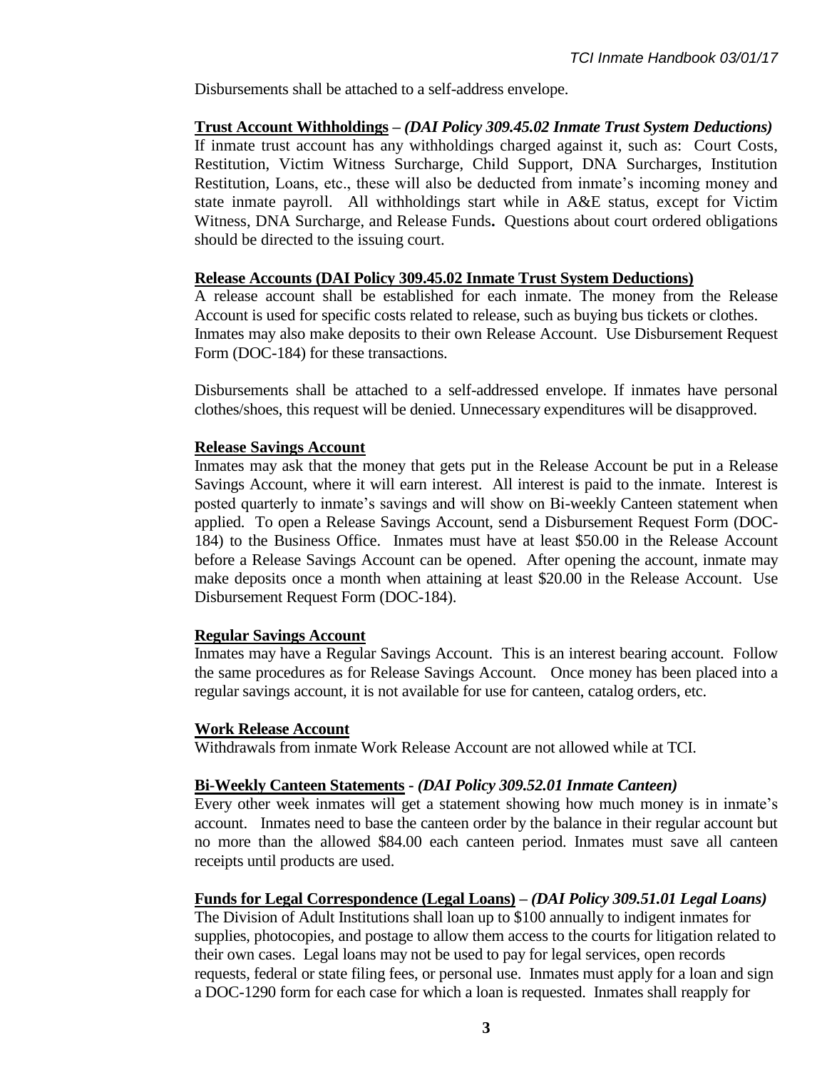Disbursements shall be attached to a self-address envelope.

**Trust Account Withholdings** – ***(DAI Policy 309.45.02 Inmate Trust System Deductions)***
If inmate trust account has any withholdings charged against it, such as: Court Costs, Restitution, Victim Witness Surcharge, Child Support, DNA Surcharges, Institution Restitution, Loans, etc., these will also be deducted from inmate's incoming money and state inmate payroll. All withholdings start while in A&E status, except for Victim Witness, DNA Surcharge, and Release Funds**.** Questions about court ordered obligations should be directed to the issuing court.

**Release Accounts (DAI Policy 309.45.02 Inmate Trust System Deductions)**
A release account shall be established for each inmate. The money from the Release Account is used for specific costs related to release, such as buying bus tickets or clothes. Inmates may also make deposits to their own Release Account. Use Disbursement Request Form (DOC-184) for these transactions.

Disbursements shall be attached to a self-addressed envelope. If inmates have personal clothes/shoes, this request will be denied. Unnecessary expenditures will be disapproved.

**Release Savings Account**
Inmates may ask that the money that gets put in the Release Account be put in a Release Savings Account, where it will earn interest. All interest is paid to the inmate. Interest is posted quarterly to inmate's savings and will show on Bi-weekly Canteen statement when applied. To open a Release Savings Account, send a Disbursement Request Form (DOC-184) to the Business Office. Inmates must have at least $50.00 in the Release Account before a Release Savings Account can be opened. After opening the account, inmate may make deposits once a month when attaining at least $20.00 in the Release Account. Use Disbursement Request Form (DOC-184).

**Regular Savings Account**
Inmates may have a Regular Savings Account. This is an interest bearing account. Follow the same procedures as for Release Savings Account. Once money has been placed into a regular savings account, it is not available for use for canteen, catalog orders, etc.

**Work Release Account**
Withdrawals from inmate Work Release Account are not allowed while at TCI.

**Bi-Weekly Canteen Statements** - ***(DAI Policy 309.52.01 Inmate Canteen)***
Every other week inmates will get a statement showing how much money is in inmate's account. Inmates need to base the canteen order by the balance in their regular account but no more than the allowed $84.00 each canteen period. Inmates must save all canteen receipts until products are used.

**Funds for Legal Correspondence (Legal Loans)** – ***(DAI Policy 309.51.01 Legal Loans)***
The Division of Adult Institutions shall loan up to $100 annually to indigent inmates for supplies, photocopies, and postage to allow them access to the courts for litigation related to their own cases. Legal loans may not be used to pay for legal services, open records requests, federal or state filing fees, or personal use. Inmates must apply for a loan and sign a DOC-1290 form for each case for which a loan is requested. Inmates shall reapply for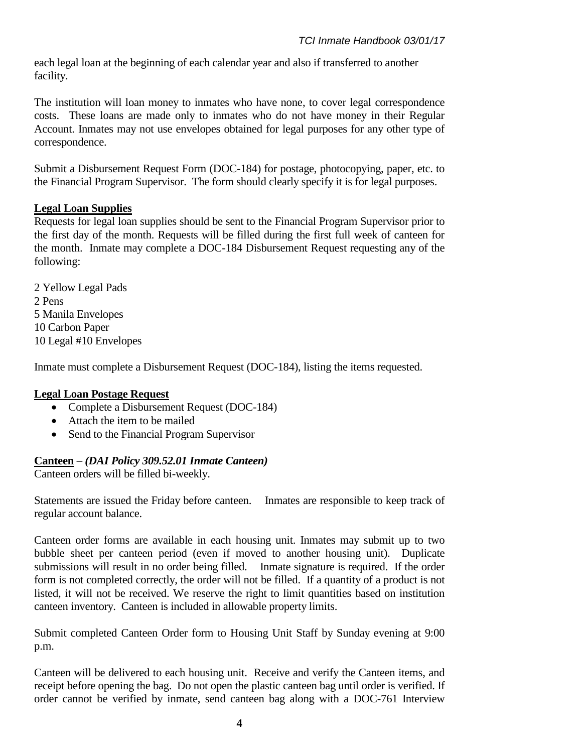each legal loan at the beginning of each calendar year and also if transferred to another facility.

The institution will loan money to inmates who have none, to cover legal correspondence costs. These loans are made only to inmates who do not have money in their Regular Account. Inmates may not use envelopes obtained for legal purposes for any other type of correspondence.

Submit a Disbursement Request Form (DOC-184) for postage, photocopying, paper, etc. to the Financial Program Supervisor. The form should clearly specify it is for legal purposes.

**Legal Loan Supplies**

Requests for legal loan supplies should be sent to the Financial Program Supervisor prior to the first day of the month. Requests will be filled during the first full week of canteen for the month. Inmate may complete a DOC-184 Disbursement Request requesting any of the following:

2 Yellow Legal Pads
2 Pens
5 Manila Envelopes
10 Carbon Paper
10 Legal #10 Envelopes

Inmate must complete a Disbursement Request (DOC-184), listing the items requested.

**Legal Loan Postage Request**

- Complete a Disbursement Request (DOC-184)
- Attach the item to be mailed
- Send to the Financial Program Supervisor

**Canteen** – ***(DAI Policy 309.52.01 Inmate Canteen)***

Canteen orders will be filled bi-weekly.

Statements are issued the Friday before canteen. Inmates are responsible to keep track of regular account balance.

Canteen order forms are available in each housing unit. Inmates may submit up to two bubble sheet per canteen period (even if moved to another housing unit). Duplicate submissions will result in no order being filled. Inmate signature is required. If the order form is not completed correctly, the order will not be filled. If a quantity of a product is not listed, it will not be received. We reserve the right to limit quantities based on institution canteen inventory. Canteen is included in allowable property limits.

Submit completed Canteen Order form to Housing Unit Staff by Sunday evening at 9:00 p.m.

Canteen will be delivered to each housing unit. Receive and verify the Canteen items, and receipt before opening the bag. Do not open the plastic canteen bag until order is verified. If order cannot be verified by inmate, send canteen bag along with a DOC-761 Interview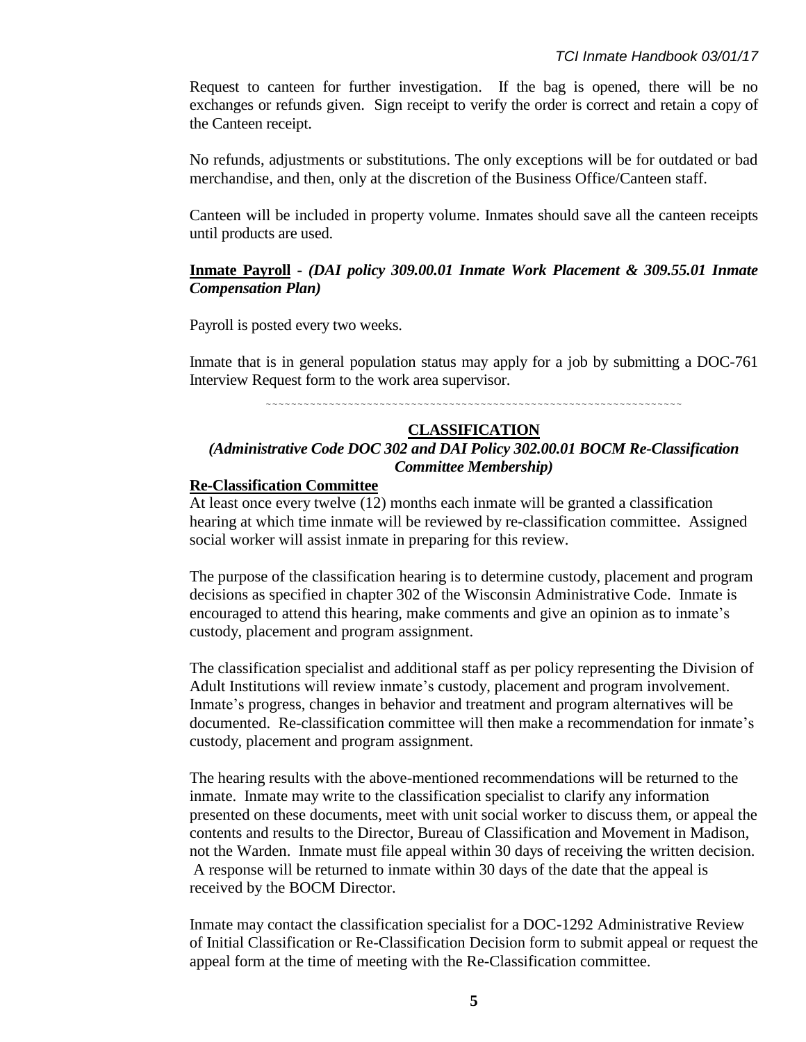Request to canteen for further investigation. If the bag is opened, there will be no exchanges or refunds given. Sign receipt to verify the order is correct and retain a copy of the Canteen receipt.

No refunds, adjustments or substitutions. The only exceptions will be for outdated or bad merchandise, and then, only at the discretion of the Business Office/Canteen staff.

Canteen will be included in property volume. Inmates should save all the canteen receipts until products are used.

**Inmate Payroll** - ***(DAI policy 309.00.01 Inmate Work Placement & 309.55.01 Inmate Compensation Plan)***

Payroll is posted every two weeks.

Inmate that is in general population status may apply for a job by submitting a DOC-761 Interview Request form to the work area supervisor.

~~~~~~~~~~~~~~~~~~~~~~~~~~~~~~~~~~~~~~~~~~~~~~~~~~~~~~~~~~~~~~~~~~~~

## CLASSIFICATION

***(Administrative Code DOC 302 and DAI Policy 302.00.01 BOCM Re-Classification Committee Membership)***

**Re-Classification Committee**

At least once every twelve (12) months each inmate will be granted a classification hearing at which time inmate will be reviewed by re-classification committee. Assigned social worker will assist inmate in preparing for this review.

The purpose of the classification hearing is to determine custody, placement and program decisions as specified in chapter 302 of the Wisconsin Administrative Code. Inmate is encouraged to attend this hearing, make comments and give an opinion as to inmate's custody, placement and program assignment.

The classification specialist and additional staff as per policy representing the Division of Adult Institutions will review inmate's custody, placement and program involvement. Inmate's progress, changes in behavior and treatment and program alternatives will be documented. Re-classification committee will then make a recommendation for inmate's custody, placement and program assignment.

The hearing results with the above-mentioned recommendations will be returned to the inmate. Inmate may write to the classification specialist to clarify any information presented on these documents, meet with unit social worker to discuss them, or appeal the contents and results to the Director, Bureau of Classification and Movement in Madison, not the Warden. Inmate must file appeal within 30 days of receiving the written decision. A response will be returned to inmate within 30 days of the date that the appeal is received by the BOCM Director.

Inmate may contact the classification specialist for a DOC-1292 Administrative Review of Initial Classification or Re-Classification Decision form to submit appeal or request the appeal form at the time of meeting with the Re-Classification committee.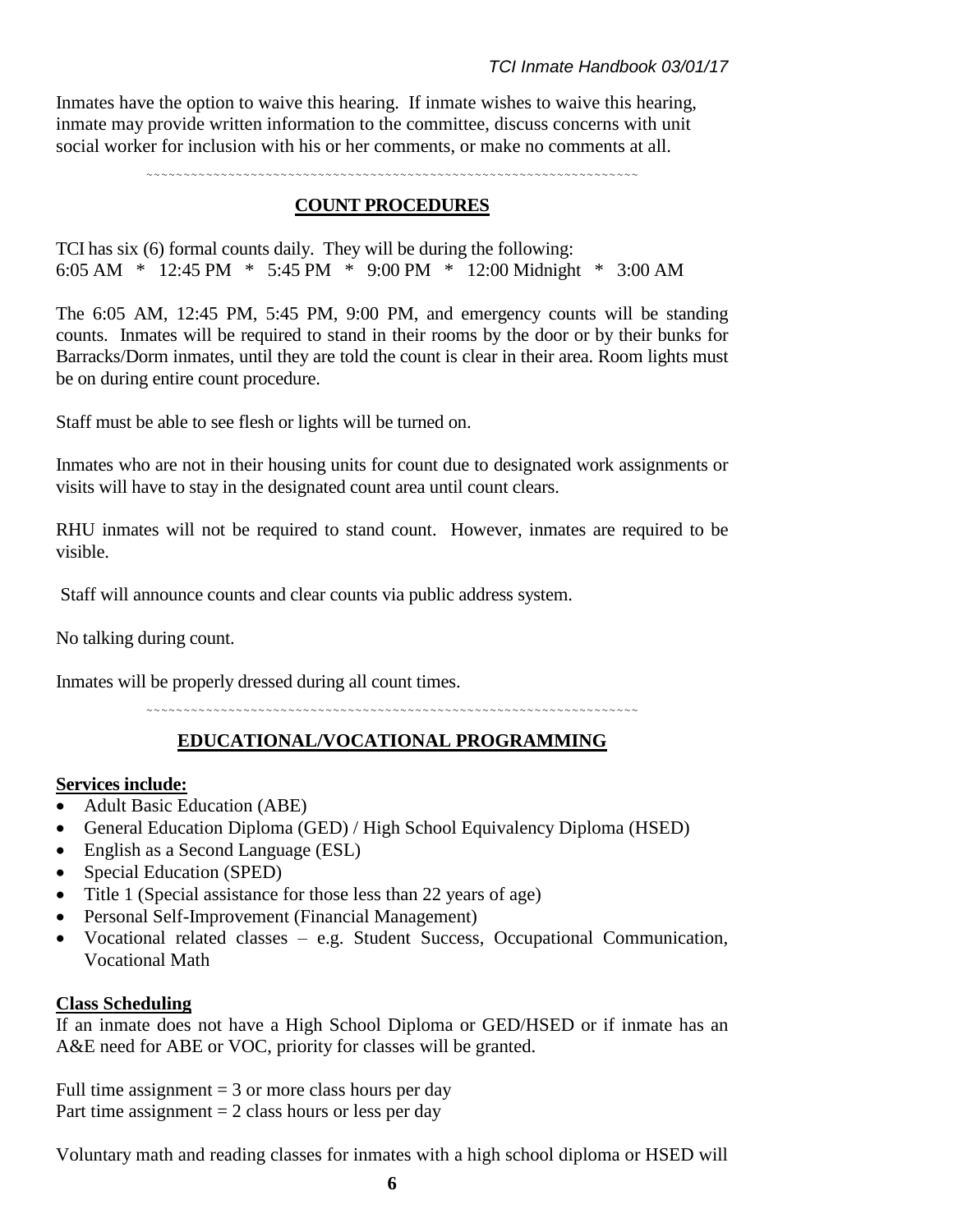Inmates have the option to waive this hearing. If inmate wishes to waive this hearing, inmate may provide written information to the committee, discuss concerns with unit social worker for inclusion with his or her comments, or make no comments at all.

~~~~~~~~~~~~~~~~~~~~~~~~~~~~~~~~~~~~~~~~~~~~~~~~~~~~~~~~~~~~~~~~~~~~~~~~

## COUNT PROCEDURES

TCI has six (6) formal counts daily. They will be during the following:
6:05 AM * 12:45 PM * 5:45 PM * 9:00 PM * 12:00 Midnight * 3:00 AM

The 6:05 AM, 12:45 PM, 5:45 PM, 9:00 PM, and emergency counts will be standing counts. Inmates will be required to stand in their rooms by the door or by their bunks for Barracks/Dorm inmates, until they are told the count is clear in their area. Room lights must be on during entire count procedure.

Staff must be able to see flesh or lights will be turned on.

Inmates who are not in their housing units for count due to designated work assignments or visits will have to stay in the designated count area until count clears.

RHU inmates will not be required to stand count. However, inmates are required to be visible.

Staff will announce counts and clear counts via public address system.

No talking during count.

Inmates will be properly dressed during all count times.

~~~~~~~~~~~~~~~~~~~~~~~~~~~~~~~~~~~~~~~~~~~~~~~~~~~~~~~~~~~~~~~~~~~~~~~~

## EDUCATIONAL/VOCATIONAL PROGRAMMING

**Services include:**

- Adult Basic Education (ABE)
- General Education Diploma (GED) / High School Equivalency Diploma (HSED)
- English as a Second Language (ESL)
- Special Education (SPED)
- Title 1 (Special assistance for those less than 22 years of age)
- Personal Self-Improvement (Financial Management)
- Vocational related classes – e.g. Student Success, Occupational Communication, Vocational Math

**Class Scheduling**

If an inmate does not have a High School Diploma or GED/HSED or if inmate has an A&E need for ABE or VOC, priority for classes will be granted.

Full time assignment = 3 or more class hours per day
Part time assignment = 2 class hours or less per day

Voluntary math and reading classes for inmates with a high school diploma or HSED will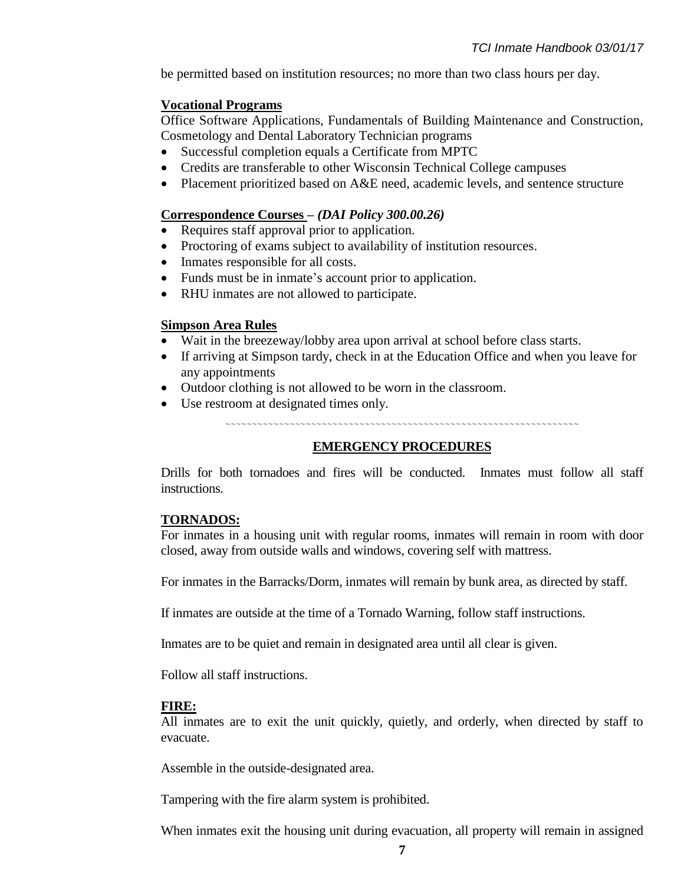be permitted based on institution resources; no more than two class hours per day.

**Vocational Programs**

Office Software Applications, Fundamentals of Building Maintenance and Construction, Cosmetology and Dental Laboratory Technician programs

- Successful completion equals a Certificate from MPTC
- Credits are transferable to other Wisconsin Technical College campuses
- Placement prioritized based on A&E need, academic levels, and sentence structure

**Correspondence Courses** – ***(DAI Policy 300.00.26)***

- Requires staff approval prior to application.
- Proctoring of exams subject to availability of institution resources.
- Inmates responsible for all costs.
- Funds must be in inmate's account prior to application.
- RHU inmates are not allowed to participate.

**Simpson Area Rules**

- Wait in the breezeway/lobby area upon arrival at school before class starts.
- If arriving at Simpson tardy, check in at the Education Office and when you leave for any appointments
- Outdoor clothing is not allowed to be worn in the classroom.
- Use restroom at designated times only.

~~~~~~~~~~~~~~~~~~~~~~~~~~~~~~~~~~~~~~~~~~~~~~~~~~~~~~~~~~~~~~~~~~~~

## EMERGENCY PROCEDURES

Drills for both tornadoes and fires will be conducted. Inmates must follow all staff instructions.

**TORNADOS:**

For inmates in a housing unit with regular rooms, inmates will remain in room with door closed, away from outside walls and windows, covering self with mattress.

For inmates in the Barracks/Dorm, inmates will remain by bunk area, as directed by staff.

If inmates are outside at the time of a Tornado Warning, follow staff instructions.

Inmates are to be quiet and remain in designated area until all clear is given.

Follow all staff instructions.

**FIRE:**

All inmates are to exit the unit quickly, quietly, and orderly, when directed by staff to evacuate.

Assemble in the outside-designated area.

Tampering with the fire alarm system is prohibited.

When inmates exit the housing unit during evacuation, all property will remain in assigned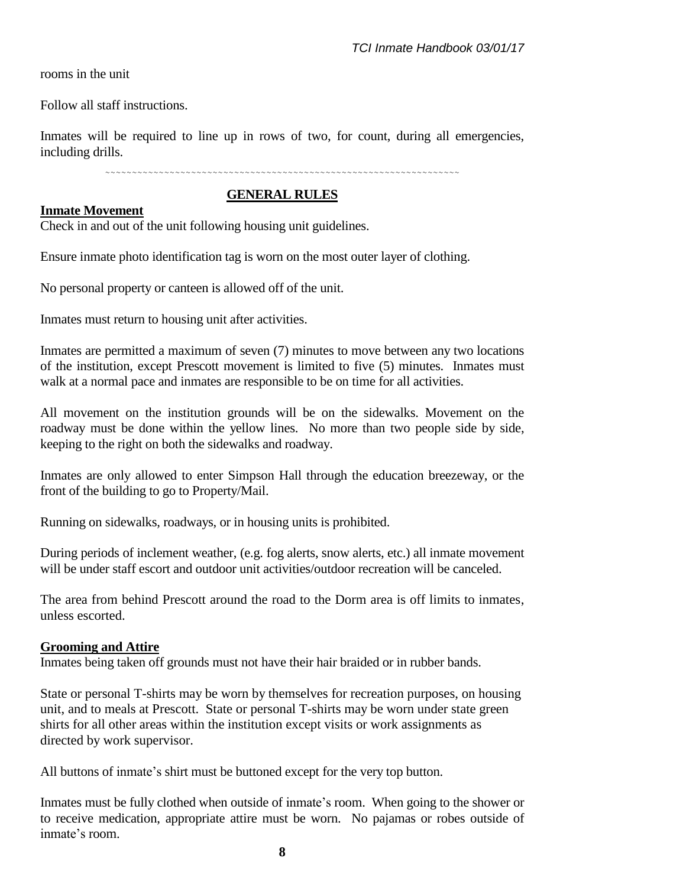rooms in the unit

Follow all staff instructions.

Inmates will be required to line up in rows of two, for count, during all emergencies, including drills.

~~~~~~~~~~~~~~~~~~~~~~~~~~~~~~~~~~~~~~~~~~~~~~~~~~~~~~~~~~~~~~~~~~~~~~~~

## GENERAL RULES

**Inmate Movement**

Check in and out of the unit following housing unit guidelines.

Ensure inmate photo identification tag is worn on the most outer layer of clothing.

No personal property or canteen is allowed off of the unit.

Inmates must return to housing unit after activities.

Inmates are permitted a maximum of seven (7) minutes to move between any two locations of the institution, except Prescott movement is limited to five (5) minutes. Inmates must walk at a normal pace and inmates are responsible to be on time for all activities.

All movement on the institution grounds will be on the sidewalks. Movement on the roadway must be done within the yellow lines. No more than two people side by side, keeping to the right on both the sidewalks and roadway.

Inmates are only allowed to enter Simpson Hall through the education breezeway, or the front of the building to go to Property/Mail.

Running on sidewalks, roadways, or in housing units is prohibited.

During periods of inclement weather, (e.g. fog alerts, snow alerts, etc.) all inmate movement will be under staff escort and outdoor unit activities/outdoor recreation will be canceled.

The area from behind Prescott around the road to the Dorm area is off limits to inmates, unless escorted.

**Grooming and Attire**

Inmates being taken off grounds must not have their hair braided or in rubber bands.

State or personal T-shirts may be worn by themselves for recreation purposes, on housing unit, and to meals at Prescott. State or personal T-shirts may be worn under state green shirts for all other areas within the institution except visits or work assignments as directed by work supervisor.

All buttons of inmate's shirt must be buttoned except for the very top button.

Inmates must be fully clothed when outside of inmate's room. When going to the shower or to receive medication, appropriate attire must be worn. No pajamas or robes outside of inmate's room.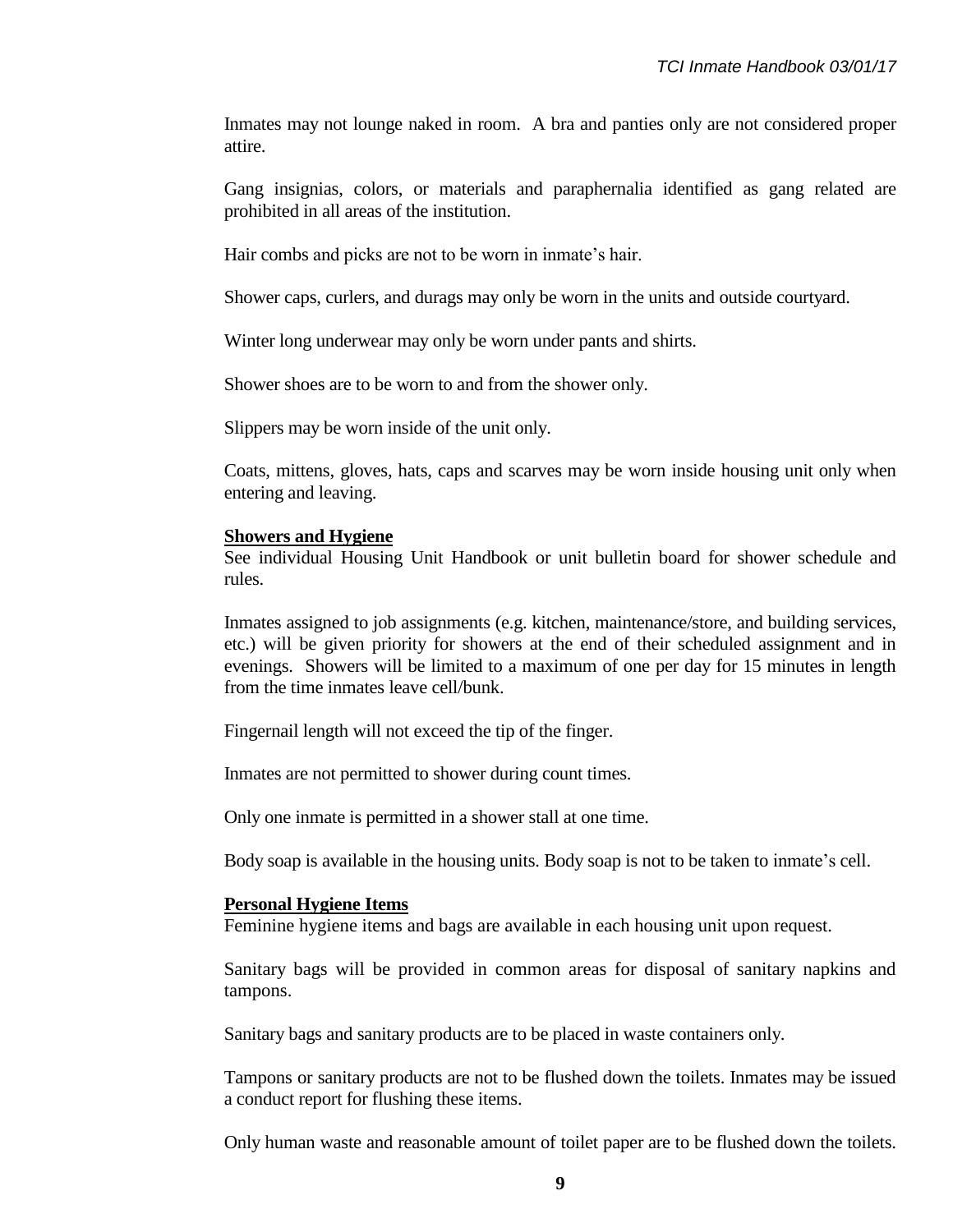Inmates may not lounge naked in room. A bra and panties only are not considered proper attire.

Gang insignias, colors, or materials and paraphernalia identified as gang related are prohibited in all areas of the institution.

Hair combs and picks are not to be worn in inmate's hair.

Shower caps, curlers, and durags may only be worn in the units and outside courtyard.

Winter long underwear may only be worn under pants and shirts.

Shower shoes are to be worn to and from the shower only.

Slippers may be worn inside of the unit only.

Coats, mittens, gloves, hats, caps and scarves may be worn inside housing unit only when entering and leaving.

**Showers and Hygiene**

See individual Housing Unit Handbook or unit bulletin board for shower schedule and rules.

Inmates assigned to job assignments (e.g. kitchen, maintenance/store, and building services, etc.) will be given priority for showers at the end of their scheduled assignment and in evenings. Showers will be limited to a maximum of one per day for 15 minutes in length from the time inmates leave cell/bunk.

Fingernail length will not exceed the tip of the finger.

Inmates are not permitted to shower during count times.

Only one inmate is permitted in a shower stall at one time.

Body soap is available in the housing units. Body soap is not to be taken to inmate's cell.

**Personal Hygiene Items**

Feminine hygiene items and bags are available in each housing unit upon request.

Sanitary bags will be provided in common areas for disposal of sanitary napkins and tampons.

Sanitary bags and sanitary products are to be placed in waste containers only.

Tampons or sanitary products are not to be flushed down the toilets. Inmates may be issued a conduct report for flushing these items.

Only human waste and reasonable amount of toilet paper are to be flushed down the toilets.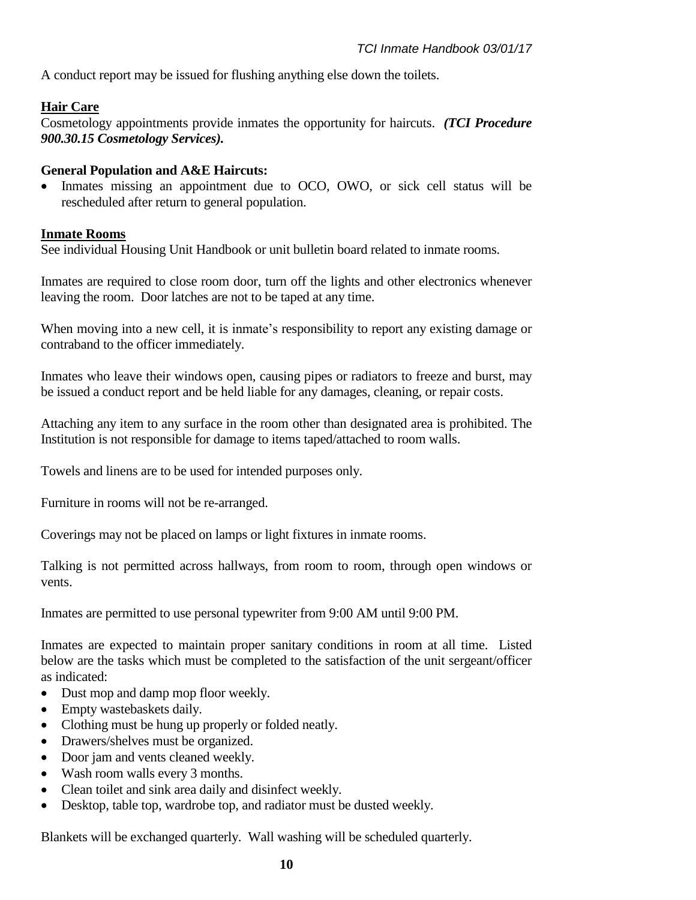A conduct report may be issued for flushing anything else down the toilets.

## Hair Care

Cosmetology appointments provide inmates the opportunity for haircuts. ***(TCI Procedure 900.30.15 Cosmetology Services).***

### General Population and A&E Haircuts:

- Inmates missing an appointment due to OCO, OWO, or sick cell status will be rescheduled after return to general population.

## Inmate Rooms

See individual Housing Unit Handbook or unit bulletin board related to inmate rooms.

Inmates are required to close room door, turn off the lights and other electronics whenever leaving the room. Door latches are not to be taped at any time.

When moving into a new cell, it is inmate's responsibility to report any existing damage or contraband to the officer immediately.

Inmates who leave their windows open, causing pipes or radiators to freeze and burst, may be issued a conduct report and be held liable for any damages, cleaning, or repair costs.

Attaching any item to any surface in the room other than designated area is prohibited. The Institution is not responsible for damage to items taped/attached to room walls.

Towels and linens are to be used for intended purposes only.

Furniture in rooms will not be re-arranged.

Coverings may not be placed on lamps or light fixtures in inmate rooms.

Talking is not permitted across hallways, from room to room, through open windows or vents.

Inmates are permitted to use personal typewriter from 9:00 AM until 9:00 PM.

Inmates are expected to maintain proper sanitary conditions in room at all time. Listed below are the tasks which must be completed to the satisfaction of the unit sergeant/officer as indicated:

- Dust mop and damp mop floor weekly.
- Empty wastebaskets daily.
- Clothing must be hung up properly or folded neatly.
- Drawers/shelves must be organized.
- Door jam and vents cleaned weekly.
- Wash room walls every 3 months.
- Clean toilet and sink area daily and disinfect weekly.
- Desktop, table top, wardrobe top, and radiator must be dusted weekly.

Blankets will be exchanged quarterly. Wall washing will be scheduled quarterly.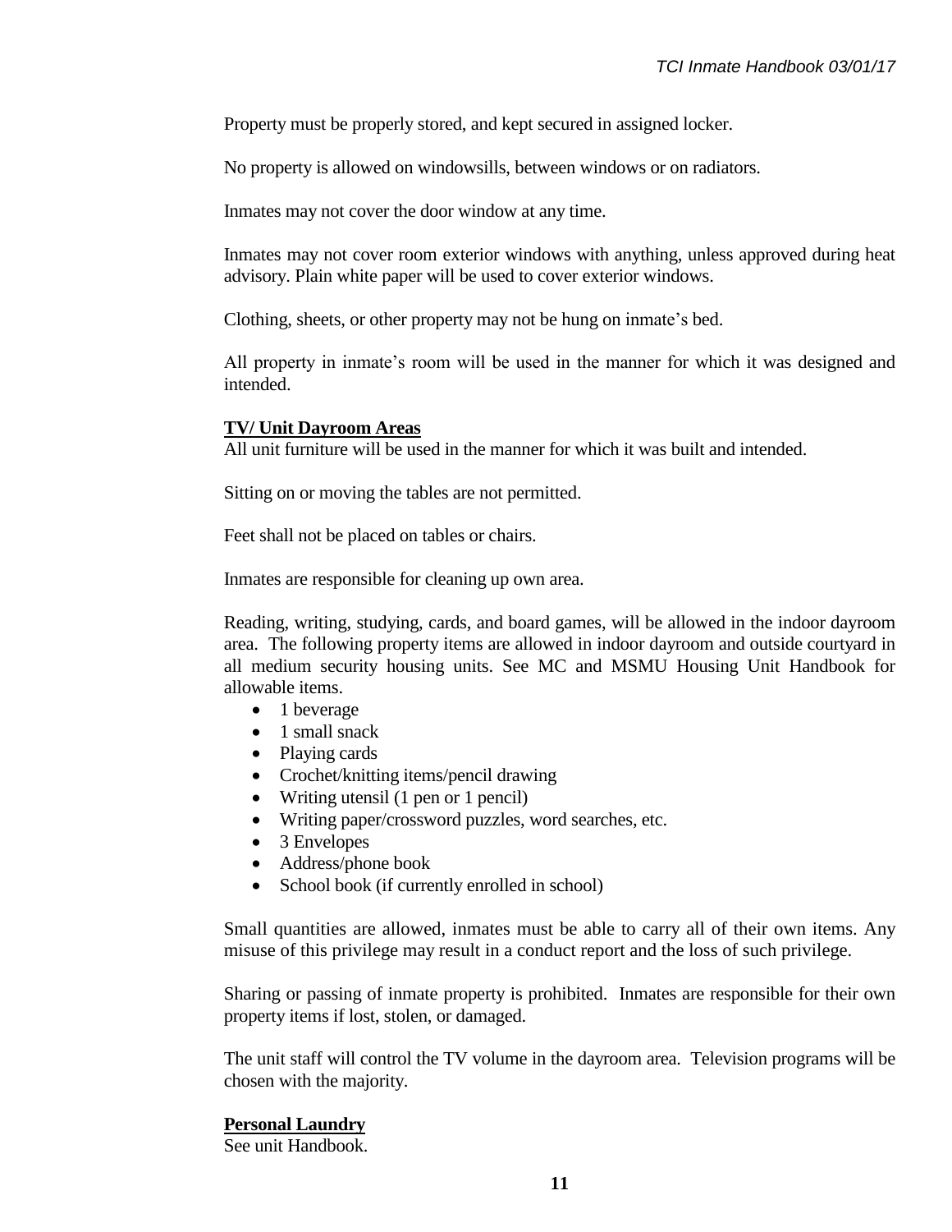Property must be properly stored, and kept secured in assigned locker.

No property is allowed on windowsills, between windows or on radiators.

Inmates may not cover the door window at any time.

Inmates may not cover room exterior windows with anything, unless approved during heat advisory. Plain white paper will be used to cover exterior windows.

Clothing, sheets, or other property may not be hung on inmate's bed.

All property in inmate's room will be used in the manner for which it was designed and intended.

**TV/ Unit Dayroom Areas**

All unit furniture will be used in the manner for which it was built and intended.

Sitting on or moving the tables are not permitted.

Feet shall not be placed on tables or chairs.

Inmates are responsible for cleaning up own area.

Reading, writing, studying, cards, and board games, will be allowed in the indoor dayroom area. The following property items are allowed in indoor dayroom and outside courtyard in all medium security housing units. See MC and MSMU Housing Unit Handbook for allowable items.

- 1 beverage
- 1 small snack
- Playing cards
- Crochet/knitting items/pencil drawing
- Writing utensil (1 pen or 1 pencil)
- Writing paper/crossword puzzles, word searches, etc.
- 3 Envelopes
- Address/phone book
- School book (if currently enrolled in school)

Small quantities are allowed, inmates must be able to carry all of their own items. Any misuse of this privilege may result in a conduct report and the loss of such privilege.

Sharing or passing of inmate property is prohibited. Inmates are responsible for their own property items if lost, stolen, or damaged.

The unit staff will control the TV volume in the dayroom area. Television programs will be chosen with the majority.

**Personal Laundry**

See unit Handbook.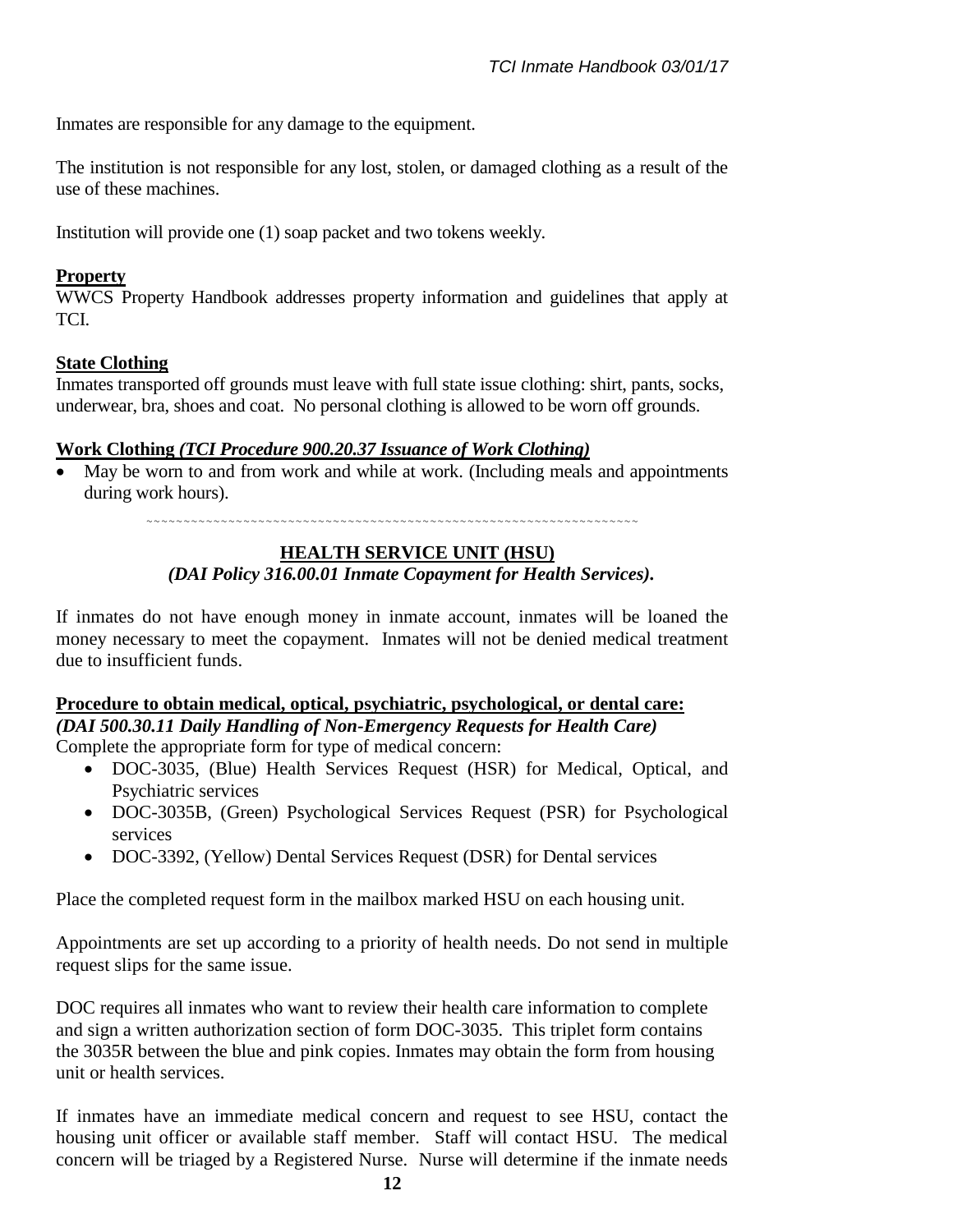Inmates are responsible for any damage to the equipment.

The institution is not responsible for any lost, stolen, or damaged clothing as a result of the use of these machines.

Institution will provide one (1) soap packet and two tokens weekly.

**Property**

WWCS Property Handbook addresses property information and guidelines that apply at TCI.

**State Clothing**

Inmates transported off grounds must leave with full state issue clothing: shirt, pants, socks, underwear, bra, shoes and coat. No personal clothing is allowed to be worn off grounds.

**Work Clothing *(TCI Procedure 900.20.37 Issuance of Work Clothing)***

- May be worn to and from work and while at work. (Including meals and appointments during work hours).

~~~~~~~~~~~~~~~~~~~~~~~~~~~~~~~~~~~~~~~~~~~~~~~~~~~~~~~~~~~~~~~~~~~~~

## HEALTH SERVICE UNIT (HSU)

***(DAI Policy 316.00.01 Inmate Copayment for Health Services).***

If inmates do not have enough money in inmate account, inmates will be loaned the money necessary to meet the copayment. Inmates will not be denied medical treatment due to insufficient funds.

**Procedure to obtain medical, optical, psychiatric, psychological, or dental care:**
***(DAI 500.30.11 Daily Handling of Non-Emergency Requests for Health Care)***

Complete the appropriate form for type of medical concern:

- DOC-3035, (Blue) Health Services Request (HSR) for Medical, Optical, and Psychiatric services
- DOC-3035B, (Green) Psychological Services Request (PSR) for Psychological services
- DOC-3392, (Yellow) Dental Services Request (DSR) for Dental services

Place the completed request form in the mailbox marked HSU on each housing unit.

Appointments are set up according to a priority of health needs. Do not send in multiple request slips for the same issue.

DOC requires all inmates who want to review their health care information to complete and sign a written authorization section of form DOC-3035. This triplet form contains the 3035R between the blue and pink copies. Inmates may obtain the form from housing unit or health services.

If inmates have an immediate medical concern and request to see HSU, contact the housing unit officer or available staff member. Staff will contact HSU. The medical concern will be triaged by a Registered Nurse. Nurse will determine if the inmate needs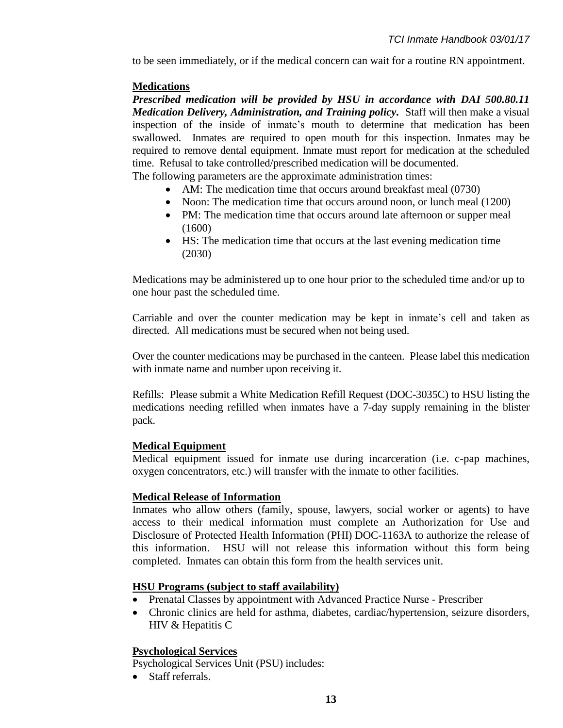to be seen immediately, or if the medical concern can wait for a routine RN appointment.

**Medications**

***Prescribed medication will be provided by HSU in accordance with DAI 500.80.11 Medication Delivery, Administration, and Training policy.*** Staff will then make a visual inspection of the inside of inmate's mouth to determine that medication has been swallowed. Inmates are required to open mouth for this inspection. Inmates may be required to remove dental equipment. Inmate must report for medication at the scheduled time. Refusal to take controlled/prescribed medication will be documented.

The following parameters are the approximate administration times:

- AM: The medication time that occurs around breakfast meal (0730)
- Noon: The medication time that occurs around noon, or lunch meal (1200)
- PM: The medication time that occurs around late afternoon or supper meal (1600)
- HS: The medication time that occurs at the last evening medication time (2030)

Medications may be administered up to one hour prior to the scheduled time and/or up to one hour past the scheduled time.

Carriable and over the counter medication may be kept in inmate's cell and taken as directed. All medications must be secured when not being used.

Over the counter medications may be purchased in the canteen. Please label this medication with inmate name and number upon receiving it.

Refills: Please submit a White Medication Refill Request (DOC-3035C) to HSU listing the medications needing refilled when inmates have a 7-day supply remaining in the blister pack.

**Medical Equipment**

Medical equipment issued for inmate use during incarceration (i.e. c-pap machines, oxygen concentrators, etc.) will transfer with the inmate to other facilities.

**Medical Release of Information**

Inmates who allow others (family, spouse, lawyers, social worker or agents) to have access to their medical information must complete an Authorization for Use and Disclosure of Protected Health Information (PHI) DOC-1163A to authorize the release of this information. HSU will not release this information without this form being completed. Inmates can obtain this form from the health services unit.

**HSU Programs (subject to staff availability)**

- Prenatal Classes by appointment with Advanced Practice Nurse - Prescriber
- Chronic clinics are held for asthma, diabetes, cardiac/hypertension, seizure disorders, HIV & Hepatitis C

**Psychological Services**

Psychological Services Unit (PSU) includes:

- Staff referrals.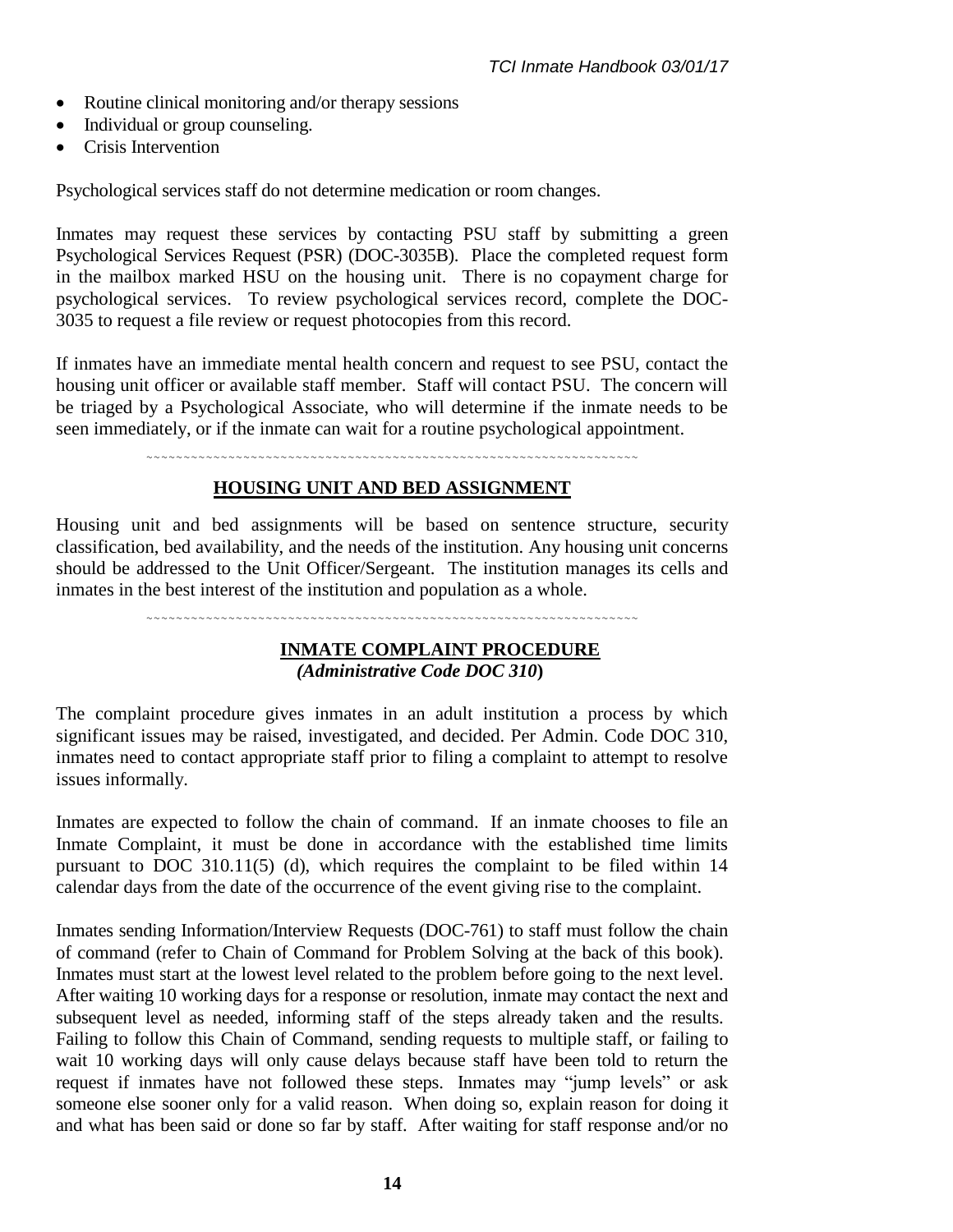- Routine clinical monitoring and/or therapy sessions
- Individual or group counseling.
- Crisis Intervention

Psychological services staff do not determine medication or room changes.

Inmates may request these services by contacting PSU staff by submitting a green Psychological Services Request (PSR) (DOC-3035B). Place the completed request form in the mailbox marked HSU on the housing unit. There is no copayment charge for psychological services. To review psychological services record, complete the DOC-3035 to request a file review or request photocopies from this record.

If inmates have an immediate mental health concern and request to see PSU, contact the housing unit officer or available staff member. Staff will contact PSU. The concern will be triaged by a Psychological Associate, who will determine if the inmate needs to be seen immediately, or if the inmate can wait for a routine psychological appointment.

~~~~~~~~~~~~~~~~~~~~~~~~~~~~~~~~~~~~~~~~~~~~~~~~~~~~~~~~~~~~~~~~~~~~~~

## HOUSING UNIT AND BED ASSIGNMENT

Housing unit and bed assignments will be based on sentence structure, security classification, bed availability, and the needs of the institution. Any housing unit concerns should be addressed to the Unit Officer/Sergeant. The institution manages its cells and inmates in the best interest of the institution and population as a whole.

~~~~~~~~~~~~~~~~~~~~~~~~~~~~~~~~~~~~~~~~~~~~~~~~~~~~~~~~~~~~~~~~~~~~~~

## INMATE COMPLAINT PROCEDURE
***(Administrative Code DOC 310)***

The complaint procedure gives inmates in an adult institution a process by which significant issues may be raised, investigated, and decided. Per Admin. Code DOC 310, inmates need to contact appropriate staff prior to filing a complaint to attempt to resolve issues informally.

Inmates are expected to follow the chain of command. If an inmate chooses to file an Inmate Complaint, it must be done in accordance with the established time limits pursuant to DOC 310.11(5) (d), which requires the complaint to be filed within 14 calendar days from the date of the occurrence of the event giving rise to the complaint.

Inmates sending Information/Interview Requests (DOC-761) to staff must follow the chain of command (refer to Chain of Command for Problem Solving at the back of this book). Inmates must start at the lowest level related to the problem before going to the next level. After waiting 10 working days for a response or resolution, inmate may contact the next and subsequent level as needed, informing staff of the steps already taken and the results. Failing to follow this Chain of Command, sending requests to multiple staff, or failing to wait 10 working days will only cause delays because staff have been told to return the request if inmates have not followed these steps. Inmates may "jump levels" or ask someone else sooner only for a valid reason. When doing so, explain reason for doing it and what has been said or done so far by staff. After waiting for staff response and/or no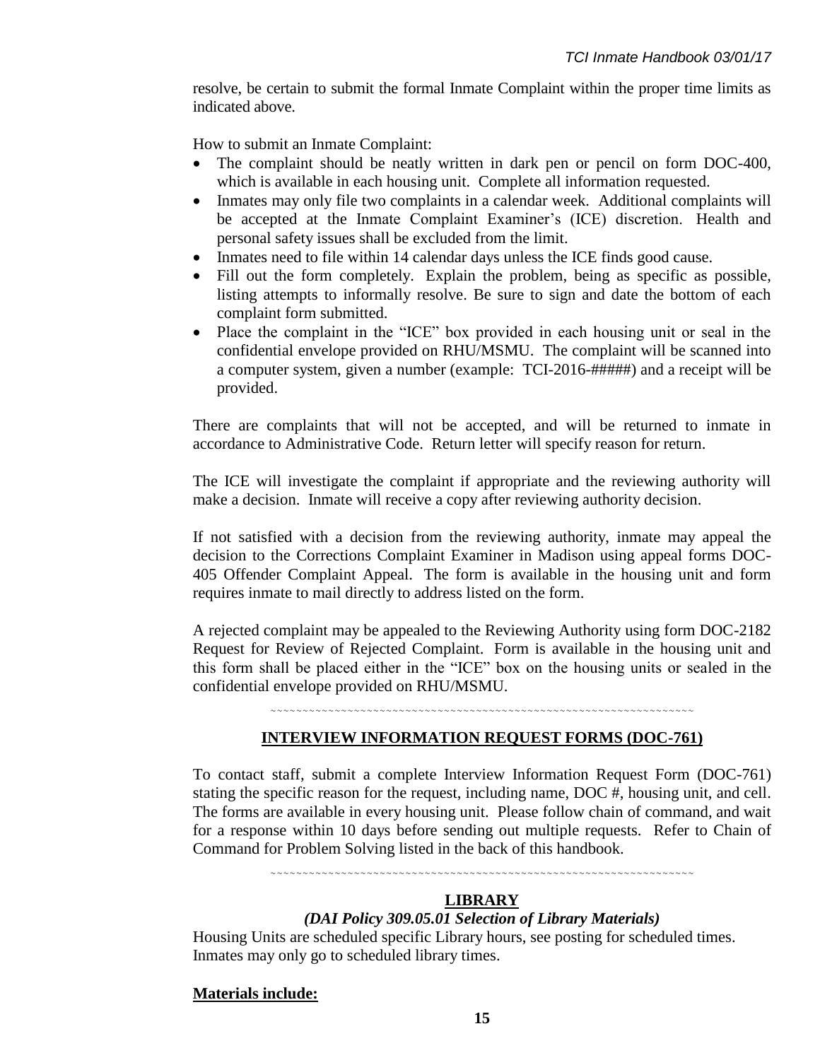resolve, be certain to submit the formal Inmate Complaint within the proper time limits as indicated above.

How to submit an Inmate Complaint:

- The complaint should be neatly written in dark pen or pencil on form DOC-400, which is available in each housing unit. Complete all information requested.
- Inmates may only file two complaints in a calendar week. Additional complaints will be accepted at the Inmate Complaint Examiner's (ICE) discretion. Health and personal safety issues shall be excluded from the limit.
- Inmates need to file within 14 calendar days unless the ICE finds good cause.
- Fill out the form completely. Explain the problem, being as specific as possible, listing attempts to informally resolve. Be sure to sign and date the bottom of each complaint form submitted.
- Place the complaint in the "ICE" box provided in each housing unit or seal in the confidential envelope provided on RHU/MSMU. The complaint will be scanned into a computer system, given a number (example: TCI-2016-#####) and a receipt will be provided.

There are complaints that will not be accepted, and will be returned to inmate in accordance to Administrative Code. Return letter will specify reason for return.

The ICE will investigate the complaint if appropriate and the reviewing authority will make a decision. Inmate will receive a copy after reviewing authority decision.

If not satisfied with a decision from the reviewing authority, inmate may appeal the decision to the Corrections Complaint Examiner in Madison using appeal forms DOC-405 Offender Complaint Appeal. The form is available in the housing unit and form requires inmate to mail directly to address listed on the form.

A rejected complaint may be appealed to the Reviewing Authority using form DOC-2182 Request for Review of Rejected Complaint. Form is available in the housing unit and this form shall be placed either in the "ICE" box on the housing units or sealed in the confidential envelope provided on RHU/MSMU.

~~~~~~~~~~~~~~~~~~~~~~~~~~~~~~~~~~~~~~~~~~~~~~~~~~~~~~~~~~~~~~~~~~~~~~~~

## INTERVIEW INFORMATION REQUEST FORMS (DOC-761)

To contact staff, submit a complete Interview Information Request Form (DOC-761) stating the specific reason for the request, including name, DOC #, housing unit, and cell. The forms are available in every housing unit. Please follow chain of command, and wait for a response within 10 days before sending out multiple requests. Refer to Chain of Command for Problem Solving listed in the back of this handbook.

~~~~~~~~~~~~~~~~~~~~~~~~~~~~~~~~~~~~~~~~~~~~~~~~~~~~~~~~~~~~~~~~~~~~~~~~

## LIBRARY

***(DAI Policy 309.05.01 Selection of Library Materials)***

Housing Units are scheduled specific Library hours, see posting for scheduled times. Inmates may only go to scheduled library times.

**Materials include:**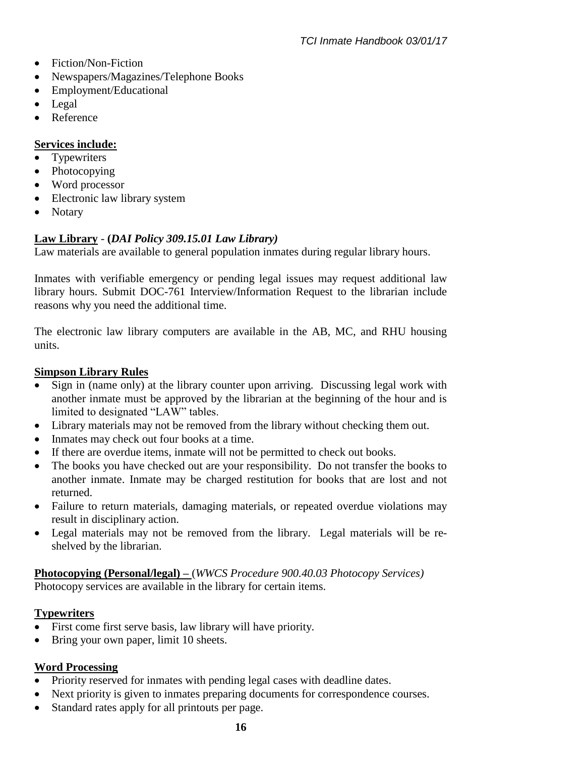- Fiction/Non-Fiction
- Newspapers/Magazines/Telephone Books
- Employment/Educational
- Legal
- Reference

**Services include:**

- Typewriters
- Photocopying
- Word processor
- Electronic law library system
- Notary

**Law Library** - **(*DAI Policy 309.15.01 Law Library)***

Law materials are available to general population inmates during regular library hours.

Inmates with verifiable emergency or pending legal issues may request additional law library hours. Submit DOC-761 Interview/Information Request to the librarian include reasons why you need the additional time.

The electronic law library computers are available in the AB, MC, and RHU housing units.

**Simpson Library Rules**

- Sign in (name only) at the library counter upon arriving. Discussing legal work with another inmate must be approved by the librarian at the beginning of the hour and is limited to designated "LAW" tables.
- Library materials may not be removed from the library without checking them out.
- Inmates may check out four books at a time.
- If there are overdue items, inmate will not be permitted to check out books.
- The books you have checked out are your responsibility. Do not transfer the books to another inmate. Inmate may be charged restitution for books that are lost and not returned.
- Failure to return materials, damaging materials, or repeated overdue violations may result in disciplinary action.
- Legal materials may not be removed from the library. Legal materials will be re-shelved by the librarian.

**Photocopying (Personal/legal) –** (*WWCS Procedure 900.40.03 Photocopy Services)*

Photocopy services are available in the library for certain items.

**Typewriters**

- First come first serve basis, law library will have priority.
- Bring your own paper, limit 10 sheets.

**Word Processing**

- Priority reserved for inmates with pending legal cases with deadline dates.
- Next priority is given to inmates preparing documents for correspondence courses.
- Standard rates apply for all printouts per page.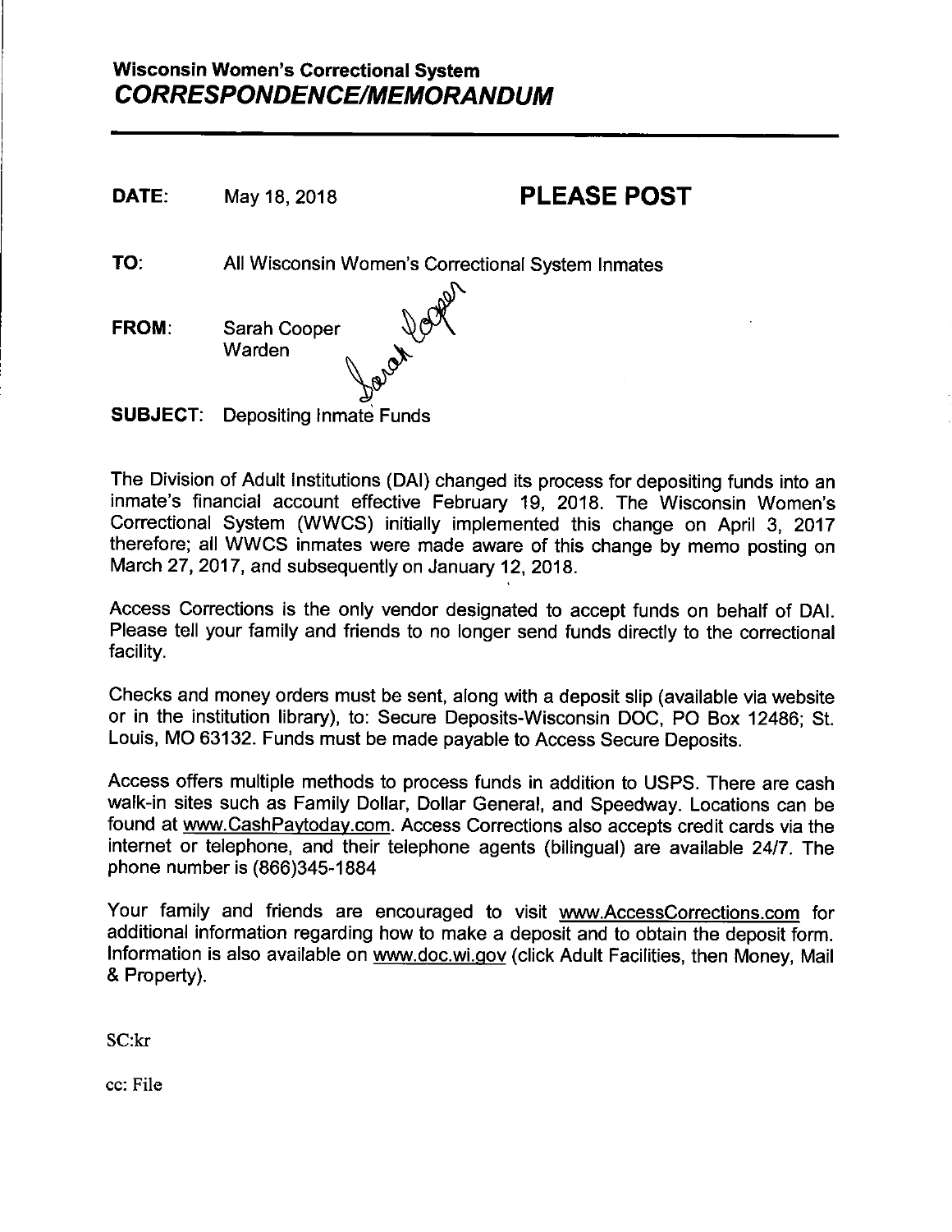**Wisconsin Women's Correctional System**
***CORRESPONDENCE/MEMORANDUM***

---

**DATE:** May 18, 2018 **PLEASE POST**

**TO:** All Wisconsin Women's Correctional System Inmates

**FROM:** Sarah Cooper
Warden

**SUBJECT:** Depositing Inmate Funds

The Division of Adult Institutions (DAI) changed its process for depositing funds into an inmate's financial account effective February 19, 2018. The Wisconsin Women's Correctional System (WWCS) initially implemented this change on April 3, 2017 therefore; all WWCS inmates were made aware of this change by memo posting on March 27, 2017, and subsequently on January 12, 2018.

Access Corrections is the only vendor designated to accept funds on behalf of DAI. Please tell your family and friends to no longer send funds directly to the correctional facility.

Checks and money orders must be sent, along with a deposit slip (available via website or in the institution library), to: Secure Deposits-Wisconsin DOC, PO Box 12486; St. Louis, MO 63132. Funds must be made payable to Access Secure Deposits.

Access offers multiple methods to process funds in addition to USPS. There are cash walk-in sites such as Family Dollar, Dollar General, and Speedway. Locations can be found at www.CashPaytoday.com. Access Corrections also accepts credit cards via the internet or telephone, and their telephone agents (bilingual) are available 24/7. The phone number is (866)345-1884

Your family and friends are encouraged to visit www.AccessCorrections.com for additional information regarding how to make a deposit and to obtain the deposit form. Information is also available on www.doc.wi.gov (click Adult Facilities, then Money, Mail & Property).

SC:kr

cc: File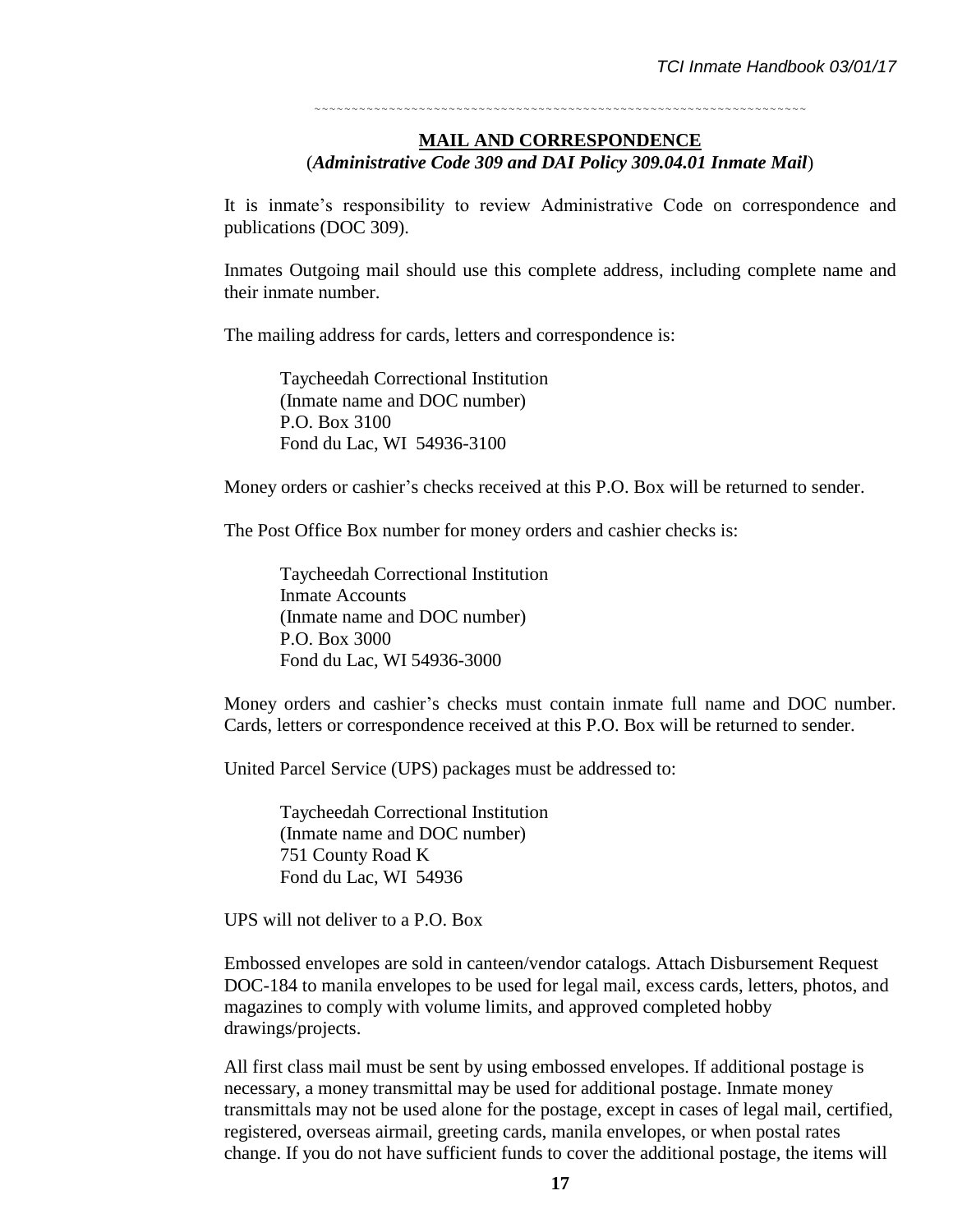## MAIL AND CORRESPONDENCE

(*Administrative Code 309 and DAI Policy 309.04.01 Inmate Mail*)

It is inmate's responsibility to review Administrative Code on correspondence and publications (DOC 309).

Inmates Outgoing mail should use this complete address, including complete name and their inmate number.

The mailing address for cards, letters and correspondence is:

> Taycheedah Correctional Institution
> (Inmate name and DOC number)
> P.O. Box 3100
> Fond du Lac, WI 54936-3100

Money orders or cashier's checks received at this P.O. Box will be returned to sender.

The Post Office Box number for money orders and cashier checks is:

> Taycheedah Correctional Institution
> Inmate Accounts
> (Inmate name and DOC number)
> P.O. Box 3000
> Fond du Lac, WI 54936-3000

Money orders and cashier's checks must contain inmate full name and DOC number. Cards, letters or correspondence received at this P.O. Box will be returned to sender.

United Parcel Service (UPS) packages must be addressed to:

> Taycheedah Correctional Institution
> (Inmate name and DOC number)
> 751 County Road K
> Fond du Lac, WI 54936

UPS will not deliver to a P.O. Box

Embossed envelopes are sold in canteen/vendor catalogs. Attach Disbursement Request DOC-184 to manila envelopes to be used for legal mail, excess cards, letters, photos, and magazines to comply with volume limits, and approved completed hobby drawings/projects.

All first class mail must be sent by using embossed envelopes. If additional postage is necessary, a money transmittal may be used for additional postage. Inmate money transmittals may not be used alone for the postage, except in cases of legal mail, certified, registered, overseas airmail, greeting cards, manila envelopes, or when postal rates change. If you do not have sufficient funds to cover the additional postage, the items will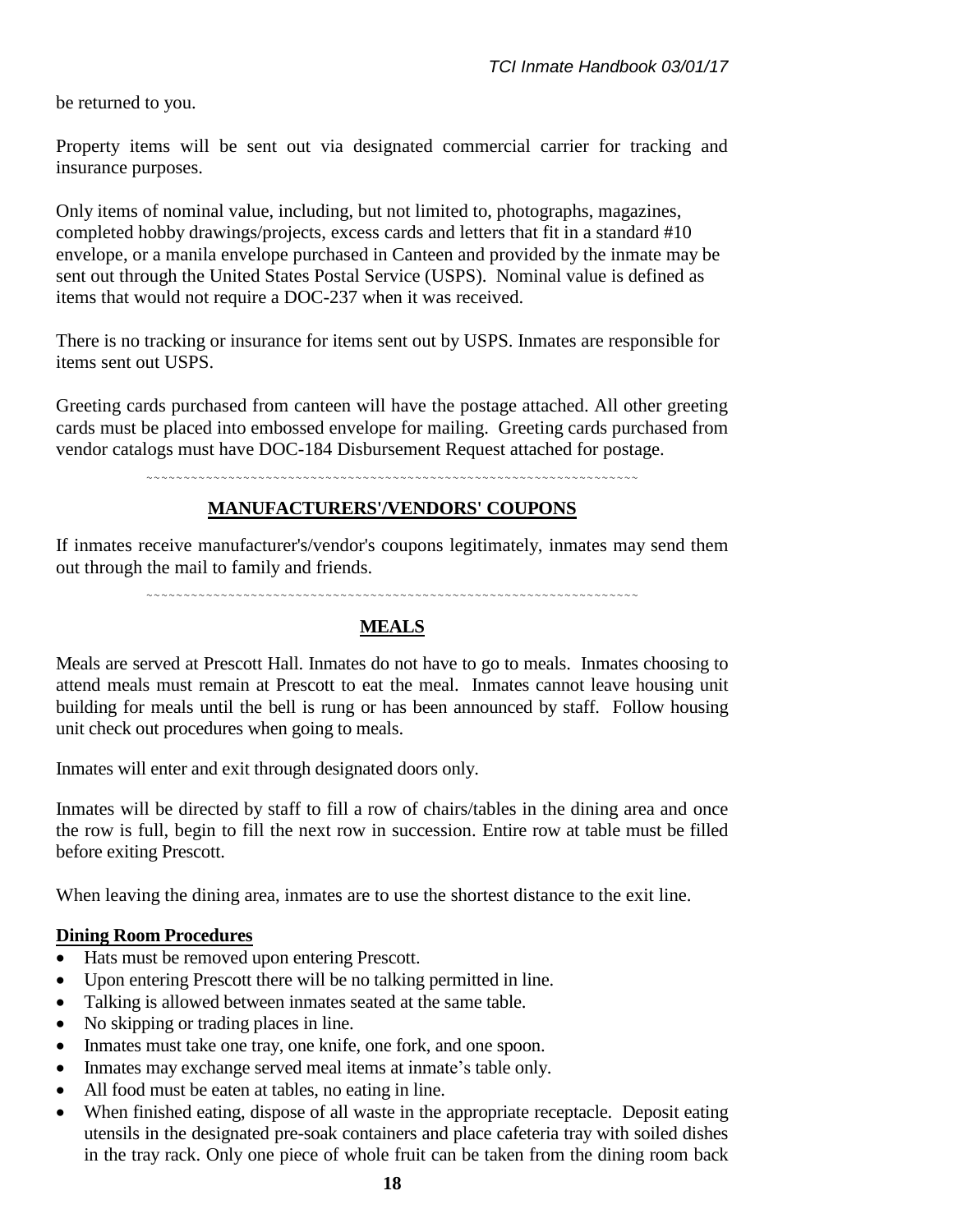be returned to you.

Property items will be sent out via designated commercial carrier for tracking and insurance purposes.

Only items of nominal value, including, but not limited to, photographs, magazines, completed hobby drawings/projects, excess cards and letters that fit in a standard #10 envelope, or a manila envelope purchased in Canteen and provided by the inmate may be sent out through the United States Postal Service (USPS). Nominal value is defined as items that would not require a DOC-237 when it was received.

There is no tracking or insurance for items sent out by USPS. Inmates are responsible for items sent out USPS.

Greeting cards purchased from canteen will have the postage attached. All other greeting cards must be placed into embossed envelope for mailing. Greeting cards purchased from vendor catalogs must have DOC-184 Disbursement Request attached for postage.

~~~~~~~~~~~~~~~~~~~~~~~~~~~~~~~~~~~~~~~~~~~~~~~~~~~~~~~~~~~~~~~~~~~~~~

## MANUFACTURERS'/VENDORS' COUPONS

If inmates receive manufacturer's/vendor's coupons legitimately, inmates may send them out through the mail to family and friends.

~~~~~~~~~~~~~~~~~~~~~~~~~~~~~~~~~~~~~~~~~~~~~~~~~~~~~~~~~~~~~~~~~~~~~~

## MEALS

Meals are served at Prescott Hall. Inmates do not have to go to meals. Inmates choosing to attend meals must remain at Prescott to eat the meal. Inmates cannot leave housing unit building for meals until the bell is rung or has been announced by staff. Follow housing unit check out procedures when going to meals.

Inmates will enter and exit through designated doors only.

Inmates will be directed by staff to fill a row of chairs/tables in the dining area and once the row is full, begin to fill the next row in succession. Entire row at table must be filled before exiting Prescott.

When leaving the dining area, inmates are to use the shortest distance to the exit line.

### Dining Room Procedures

- Hats must be removed upon entering Prescott.
- Upon entering Prescott there will be no talking permitted in line.
- Talking is allowed between inmates seated at the same table.
- No skipping or trading places in line.
- Inmates must take one tray, one knife, one fork, and one spoon.
- Inmates may exchange served meal items at inmate's table only.
- All food must be eaten at tables, no eating in line.
- When finished eating, dispose of all waste in the appropriate receptacle. Deposit eating utensils in the designated pre-soak containers and place cafeteria tray with soiled dishes in the tray rack. Only one piece of whole fruit can be taken from the dining room back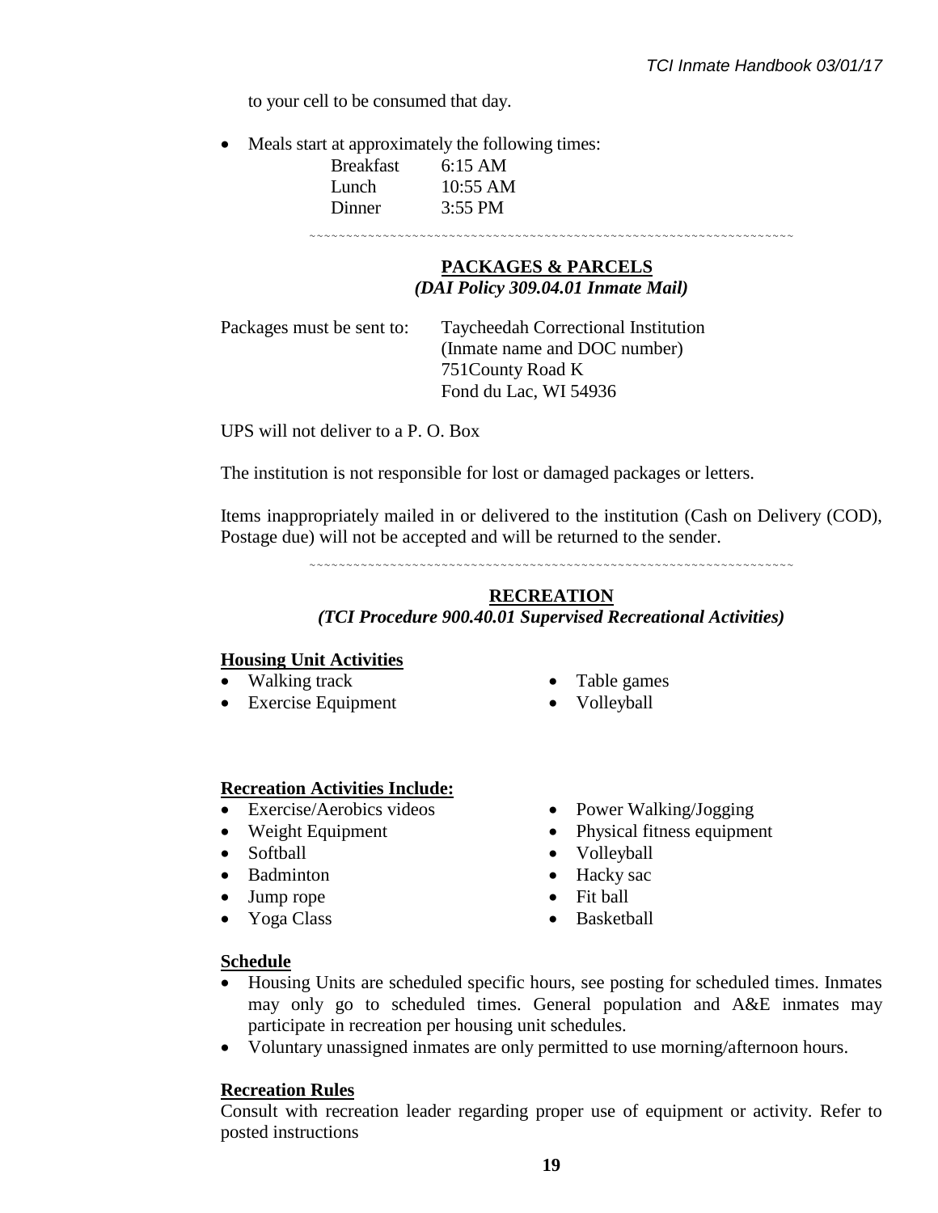to your cell to be consumed that day.

- Meals start at approximately the following times:

| | |
|---|---|
| Breakfast | 6:15 AM |
| Lunch | 10:55 AM |
| Dinner | 3:55 PM |

~~~~~~~~~~~~~~~~~~~~~~~~~~~~~~~~~~~~~~~~~~~~~~~~~~~~~~~~~~~~~~~~~~~

## PACKAGES & PARCELS

***(DAI Policy 309.04.01 Inmate Mail)***

Packages must be sent to: Taycheedah Correctional Institution
(Inmate name and DOC number)
751County Road K
Fond du Lac, WI 54936

UPS will not deliver to a P. O. Box

The institution is not responsible for lost or damaged packages or letters.

Items inappropriately mailed in or delivered to the institution (Cash on Delivery (COD), Postage due) will not be accepted and will be returned to the sender.

~~~~~~~~~~~~~~~~~~~~~~~~~~~~~~~~~~~~~~~~~~~~~~~~~~~~~~~~~~~~~~~~~~~

## RECREATION

***(TCI Procedure 900.40.01 Supervised Recreational Activities)***

**Housing Unit Activities**

- Walking track
- Exercise Equipment
- Table games
- Volleyball

**Recreation Activities Include:**

- Exercise/Aerobics videos
- Weight Equipment
- Softball
- Badminton
- Jump rope
- Yoga Class
- Power Walking/Jogging
- Physical fitness equipment
- Volleyball
- Hacky sac
- Fit ball
- Basketball

**Schedule**

- Housing Units are scheduled specific hours, see posting for scheduled times. Inmates may only go to scheduled times. General population and A&E inmates may participate in recreation per housing unit schedules.
- Voluntary unassigned inmates are only permitted to use morning/afternoon hours.

**Recreation Rules**

Consult with recreation leader regarding proper use of equipment or activity. Refer to posted instructions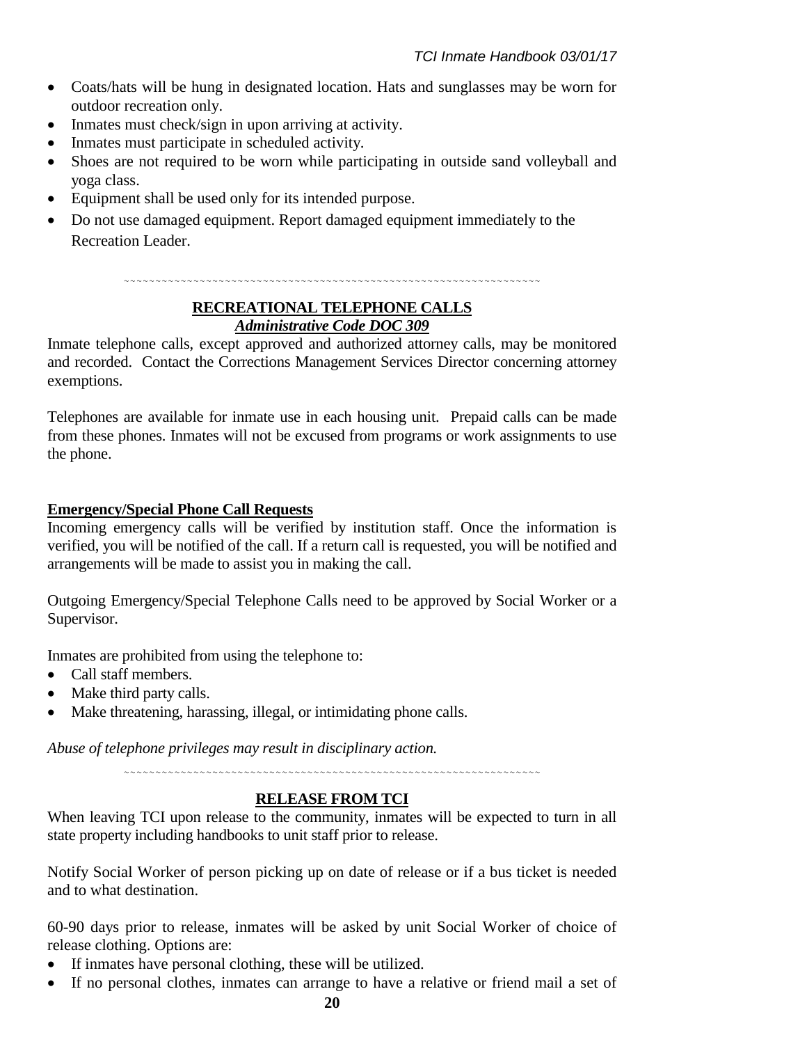- Coats/hats will be hung in designated location. Hats and sunglasses may be worn for outdoor recreation only.
- Inmates must check/sign in upon arriving at activity.
- Inmates must participate in scheduled activity.
- Shoes are not required to be worn while participating in outside sand volleyball and yoga class.
- Equipment shall be used only for its intended purpose.
- Do not use damaged equipment. Report damaged equipment immediately to the Recreation Leader.

~~~~~~~~~~~~~~~~~~~~~~~~~~~~~~~~~~~~~~~~~~~~~~~~~~~~~~~~~~~~~~~~~~~~~~~

## RECREATIONAL TELEPHONE CALLS

***Administrative Code DOC 309***

Inmate telephone calls, except approved and authorized attorney calls, may be monitored and recorded. Contact the Corrections Management Services Director concerning attorney exemptions.

Telephones are available for inmate use in each housing unit. Prepaid calls can be made from these phones. Inmates will not be excused from programs or work assignments to use the phone.

### Emergency/Special Phone Call Requests

Incoming emergency calls will be verified by institution staff. Once the information is verified, you will be notified of the call. If a return call is requested, you will be notified and arrangements will be made to assist you in making the call.

Outgoing Emergency/Special Telephone Calls need to be approved by Social Worker or a Supervisor.

Inmates are prohibited from using the telephone to:

- Call staff members.
- Make third party calls.
- Make threatening, harassing, illegal, or intimidating phone calls.

*Abuse of telephone privileges may result in disciplinary action.*

~~~~~~~~~~~~~~~~~~~~~~~~~~~~~~~~~~~~~~~~~~~~~~~~~~~~~~~~~~~~~~~~~~~~~~~

## RELEASE FROM TCI

When leaving TCI upon release to the community, inmates will be expected to turn in all state property including handbooks to unit staff prior to release.

Notify Social Worker of person picking up on date of release or if a bus ticket is needed and to what destination.

60-90 days prior to release, inmates will be asked by unit Social Worker of choice of release clothing. Options are:

- If inmates have personal clothing, these will be utilized.
- If no personal clothes, inmates can arrange to have a relative or friend mail a set of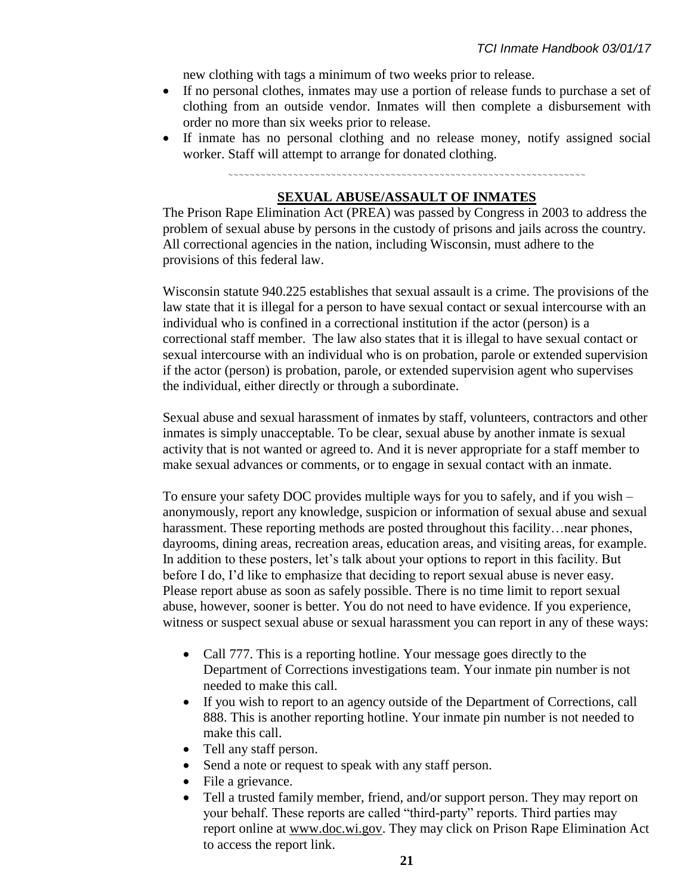new clothing with tags a minimum of two weeks prior to release.

- If no personal clothes, inmates may use a portion of release funds to purchase a set of clothing from an outside vendor. Inmates will then complete a disbursement with order no more than six weeks prior to release.
- If inmate has no personal clothing and no release money, notify assigned social worker. Staff will attempt to arrange for donated clothing.

~~~~~~~~~~~~~~~~~~~~~~~~~~~~~~~~~~~~~~~~~~~~~~~~~~~~~~~~~~~~~~~~~~~~~~

## SEXUAL ABUSE/ASSAULT OF INMATES

The Prison Rape Elimination Act (PREA) was passed by Congress in 2003 to address the problem of sexual abuse by persons in the custody of prisons and jails across the country. All correctional agencies in the nation, including Wisconsin, must adhere to the provisions of this federal law.

Wisconsin statute 940.225 establishes that sexual assault is a crime. The provisions of the law state that it is illegal for a person to have sexual contact or sexual intercourse with an individual who is confined in a correctional institution if the actor (person) is a correctional staff member. The law also states that it is illegal to have sexual contact or sexual intercourse with an individual who is on probation, parole or extended supervision if the actor (person) is probation, parole, or extended supervision agent who supervises the individual, either directly or through a subordinate.

Sexual abuse and sexual harassment of inmates by staff, volunteers, contractors and other inmates is simply unacceptable. To be clear, sexual abuse by another inmate is sexual activity that is not wanted or agreed to. And it is never appropriate for a staff member to make sexual advances or comments, or to engage in sexual contact with an inmate.

To ensure your safety DOC provides multiple ways for you to safely, and if you wish – anonymously, report any knowledge, suspicion or information of sexual abuse and sexual harassment. These reporting methods are posted throughout this facility…near phones, dayrooms, dining areas, recreation areas, education areas, and visiting areas, for example. In addition to these posters, let's talk about your options to report in this facility. But before I do, I'd like to emphasize that deciding to report sexual abuse is never easy. Please report abuse as soon as safely possible. There is no time limit to report sexual abuse, however, sooner is better. You do not need to have evidence. If you experience, witness or suspect sexual abuse or sexual harassment you can report in any of these ways:

- Call 777. This is a reporting hotline. Your message goes directly to the Department of Corrections investigations team. Your inmate pin number is not needed to make this call.
- If you wish to report to an agency outside of the Department of Corrections, call 888. This is another reporting hotline. Your inmate pin number is not needed to make this call.
- Tell any staff person.
- Send a note or request to speak with any staff person.
- File a grievance.
- Tell a trusted family member, friend, and/or support person. They may report on your behalf. These reports are called "third-party" reports. Third parties may report online at www.doc.wi.gov. They may click on Prison Rape Elimination Act to access the report link.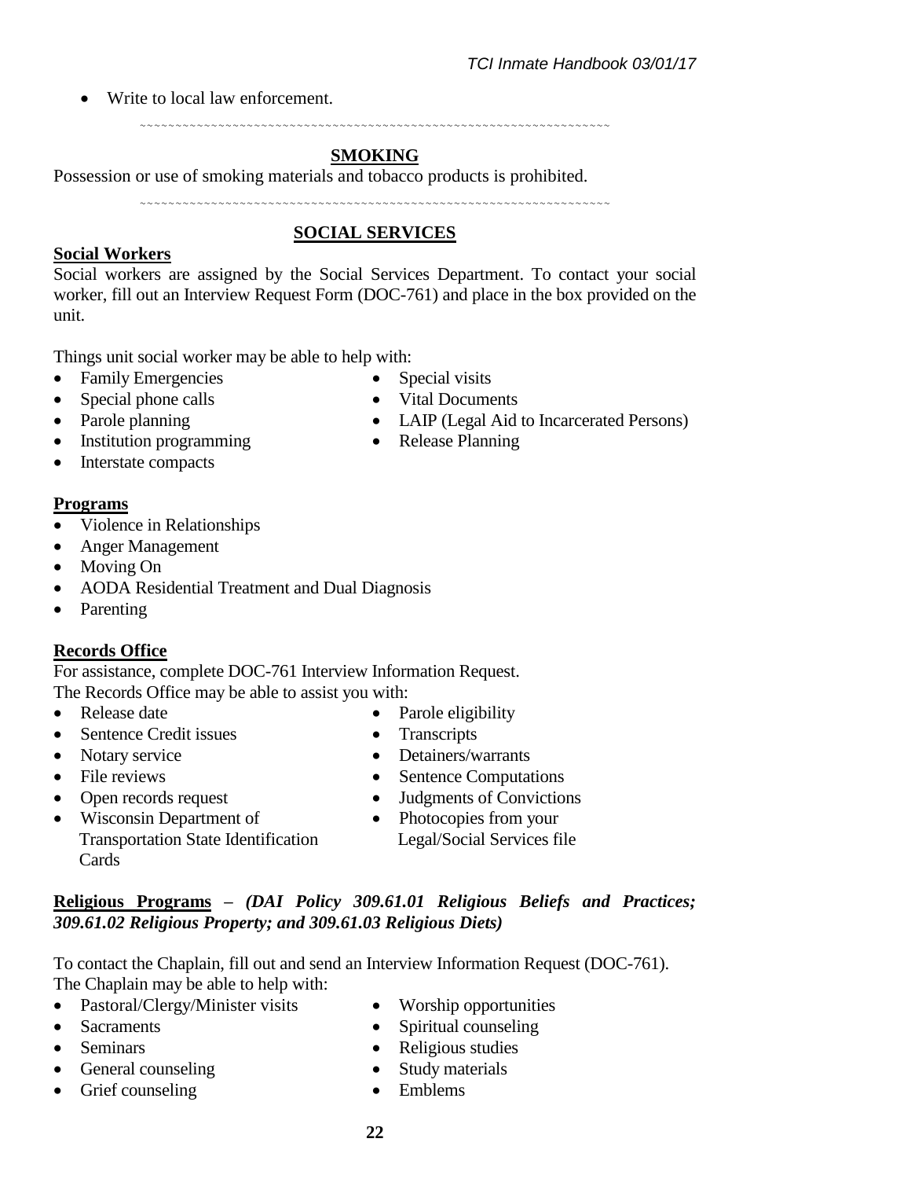- Write to local law enforcement.

~~~~~~~~~~~~~~~~~~~~~~~~~~~~~~~~~~~~~~~~~~~~~~~~~~~~~~~~~~~~~~~~~~~~~~~~

## SMOKING

Possession or use of smoking materials and tobacco products is prohibited.

~~~~~~~~~~~~~~~~~~~~~~~~~~~~~~~~~~~~~~~~~~~~~~~~~~~~~~~~~~~~~~~~~~~~~~~~

## SOCIAL SERVICES

### Social Workers

Social workers are assigned by the Social Services Department. To contact your social worker, fill out an Interview Request Form (DOC-761) and place in the box provided on the unit.

Things unit social worker may be able to help with:

- Family Emergencies
- Special phone calls
- Parole planning
- Institution programming
- Interstate compacts
- Special visits
- Vital Documents
- LAIP (Legal Aid to Incarcerated Persons)
- Release Planning

### Programs

- Violence in Relationships
- Anger Management
- Moving On
- AODA Residential Treatment and Dual Diagnosis
- Parenting

### Records Office

For assistance, complete DOC-761 Interview Information Request.
The Records Office may be able to assist you with:

- Release date
- Sentence Credit issues
- Notary service
- File reviews
- Open records request
- Wisconsin Department of Transportation State Identification Cards
- Parole eligibility
- Transcripts
- Detainers/warrants
- Sentence Computations
- Judgments of Convictions
- Photocopies from your Legal/Social Services file

### Religious Programs – *(DAI Policy 309.61.01 Religious Beliefs and Practices; 309.61.02 Religious Property; and 309.61.03 Religious Diets)*

To contact the Chaplain, fill out and send an Interview Information Request (DOC-761).
The Chaplain may be able to help with:

- Pastoral/Clergy/Minister visits
- Sacraments
- Seminars
- General counseling
- Grief counseling
- Worship opportunities
- Spiritual counseling
- Religious studies
- Study materials
- Emblems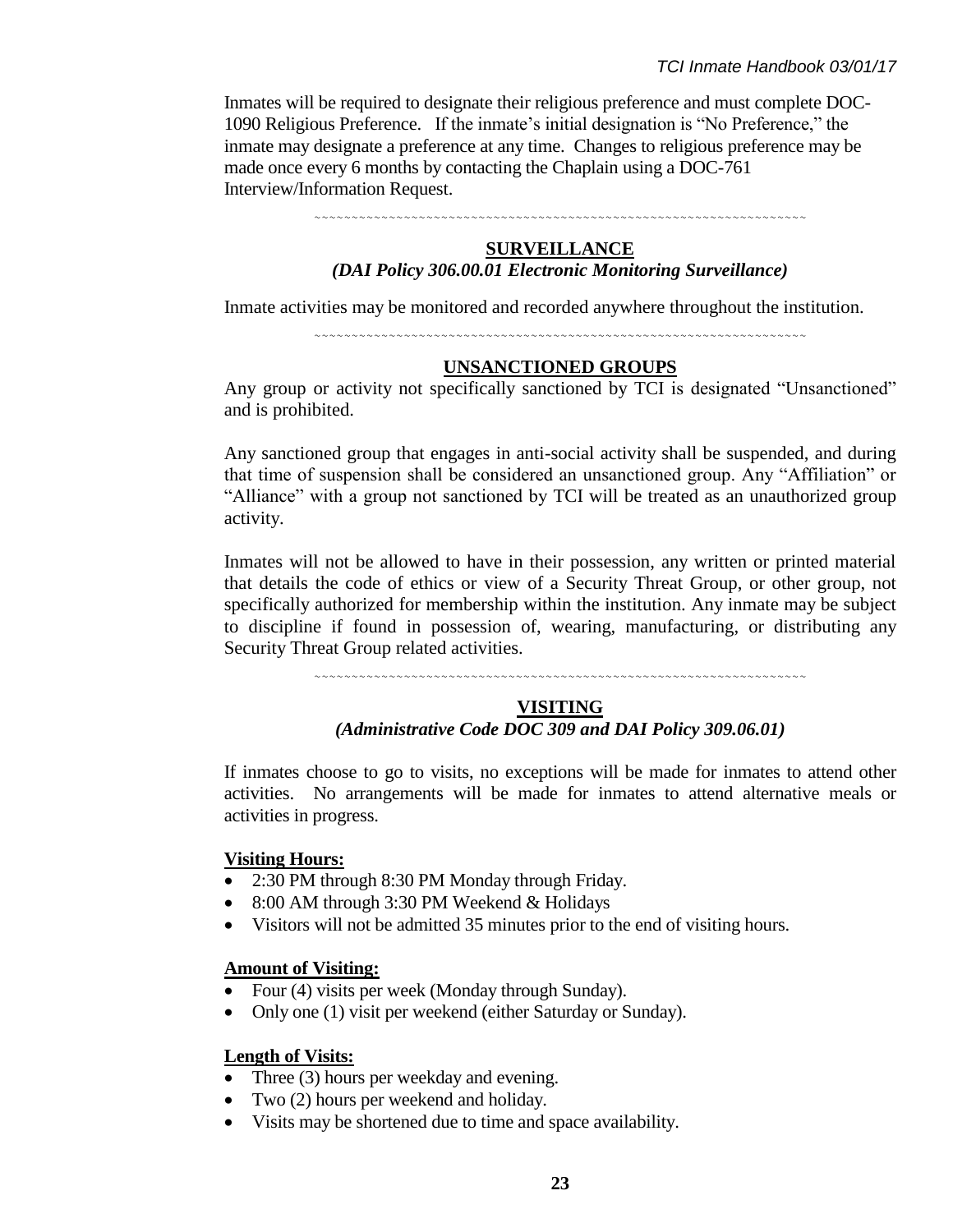Inmates will be required to designate their religious preference and must complete DOC-1090 Religious Preference. If the inmate's initial designation is "No Preference," the inmate may designate a preference at any time. Changes to religious preference may be made once every 6 months by contacting the Chaplain using a DOC-761 Interview/Information Request.

## SURVEILLANCE

***(DAI Policy 306.00.01 Electronic Monitoring Surveillance)***

Inmate activities may be monitored and recorded anywhere throughout the institution.

## UNSANCTIONED GROUPS

Any group or activity not specifically sanctioned by TCI is designated "Unsanctioned" and is prohibited.

Any sanctioned group that engages in anti-social activity shall be suspended, and during that time of suspension shall be considered an unsanctioned group. Any "Affiliation" or "Alliance" with a group not sanctioned by TCI will be treated as an unauthorized group activity.

Inmates will not be allowed to have in their possession, any written or printed material that details the code of ethics or view of a Security Threat Group, or other group, not specifically authorized for membership within the institution. Any inmate may be subject to discipline if found in possession of, wearing, manufacturing, or distributing any Security Threat Group related activities.

## VISITING

***(Administrative Code DOC 309 and DAI Policy 309.06.01)***

If inmates choose to go to visits, no exceptions will be made for inmates to attend other activities. No arrangements will be made for inmates to attend alternative meals or activities in progress.

**Visiting Hours:**

- 2:30 PM through 8:30 PM Monday through Friday.
- 8:00 AM through 3:30 PM Weekend & Holidays
- Visitors will not be admitted 35 minutes prior to the end of visiting hours.

**Amount of Visiting:**

- Four (4) visits per week (Monday through Sunday).
- Only one (1) visit per weekend (either Saturday or Sunday).

**Length of Visits:**

- Three (3) hours per weekday and evening.
- Two (2) hours per weekend and holiday.
- Visits may be shortened due to time and space availability.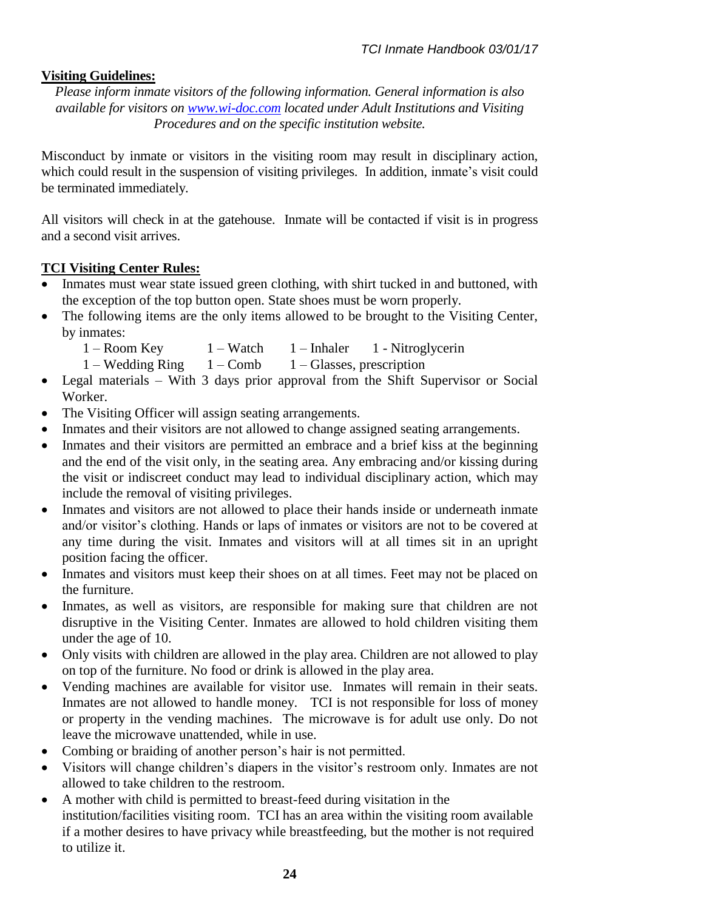## Visiting Guidelines:

*Please inform inmate visitors of the following information. General information is also available for visitors on [www.wi-doc.com](www.wi-doc.com) located under Adult Institutions and Visiting Procedures and on the specific institution website.*

Misconduct by inmate or visitors in the visiting room may result in disciplinary action, which could result in the suspension of visiting privileges. In addition, inmate's visit could be terminated immediately.

All visitors will check in at the gatehouse. Inmate will be contacted if visit is in progress and a second visit arrives.

## TCI Visiting Center Rules:

- Inmates must wear state issued green clothing, with shirt tucked in and buttoned, with the exception of the top button open. State shoes must be worn properly.
- The following items are the only items allowed to be brought to the Visiting Center, by inmates:
  - 1 – Room Key
  - 1 – Watch
  - 1 – Inhaler
  - 1 - Nitroglycerin
  - 1 – Wedding Ring
  - 1 – Comb
  - 1 – Glasses, prescription
- Legal materials – With 3 days prior approval from the Shift Supervisor or Social Worker.
- The Visiting Officer will assign seating arrangements.
- Inmates and their visitors are not allowed to change assigned seating arrangements.
- Inmates and their visitors are permitted an embrace and a brief kiss at the beginning and the end of the visit only, in the seating area. Any embracing and/or kissing during the visit or indiscreet conduct may lead to individual disciplinary action, which may include the removal of visiting privileges.
- Inmates and visitors are not allowed to place their hands inside or underneath inmate and/or visitor's clothing. Hands or laps of inmates or visitors are not to be covered at any time during the visit. Inmates and visitors will at all times sit in an upright position facing the officer.
- Inmates and visitors must keep their shoes on at all times. Feet may not be placed on the furniture.
- Inmates, as well as visitors, are responsible for making sure that children are not disruptive in the Visiting Center. Inmates are allowed to hold children visiting them under the age of 10.
- Only visits with children are allowed in the play area. Children are not allowed to play on top of the furniture. No food or drink is allowed in the play area.
- Vending machines are available for visitor use. Inmates will remain in their seats. Inmates are not allowed to handle money. TCI is not responsible for loss of money or property in the vending machines. The microwave is for adult use only. Do not leave the microwave unattended, while in use.
- Combing or braiding of another person's hair is not permitted.
- Visitors will change children's diapers in the visitor's restroom only. Inmates are not allowed to take children to the restroom.
- A mother with child is permitted to breast-feed during visitation in the institution/facilities visiting room. TCI has an area within the visiting room available if a mother desires to have privacy while breastfeeding, but the mother is not required to utilize it.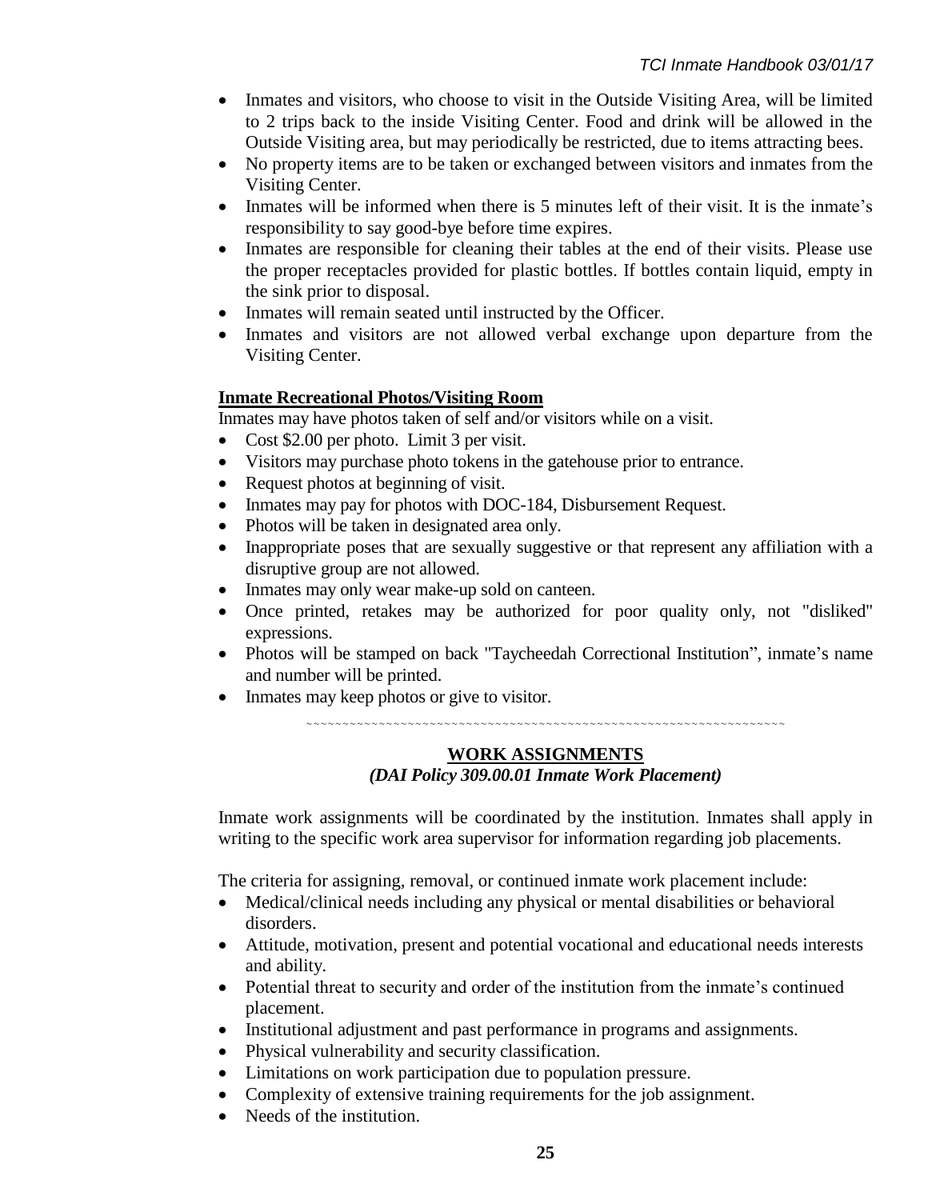- Inmates and visitors, who choose to visit in the Outside Visiting Area, will be limited to 2 trips back to the inside Visiting Center. Food and drink will be allowed in the Outside Visiting area, but may periodically be restricted, due to items attracting bees.
- No property items are to be taken or exchanged between visitors and inmates from the Visiting Center.
- Inmates will be informed when there is 5 minutes left of their visit. It is the inmate's responsibility to say good-bye before time expires.
- Inmates are responsible for cleaning their tables at the end of their visits. Please use the proper receptacles provided for plastic bottles. If bottles contain liquid, empty in the sink prior to disposal.
- Inmates will remain seated until instructed by the Officer.
- Inmates and visitors are not allowed verbal exchange upon departure from the Visiting Center.

**Inmate Recreational Photos/Visiting Room**

Inmates may have photos taken of self and/or visitors while on a visit.

- Cost $2.00 per photo. Limit 3 per visit.
- Visitors may purchase photo tokens in the gatehouse prior to entrance.
- Request photos at beginning of visit.
- Inmates may pay for photos with DOC-184, Disbursement Request.
- Photos will be taken in designated area only.
- Inappropriate poses that are sexually suggestive or that represent any affiliation with a disruptive group are not allowed.
- Inmates may only wear make-up sold on canteen.
- Once printed, retakes may be authorized for poor quality only, not "disliked" expressions.
- Photos will be stamped on back "Taycheedah Correctional Institution", inmate's name and number will be printed.
- Inmates may keep photos or give to visitor.

~~~~~~~~~~~~~~~~~~~~~~~~~~~~~~~~~~~~~~~~~~~~~~~~~~~~~~~~~~~~~~~~~~~~

## WORK ASSIGNMENTS

***(DAI Policy 309.00.01 Inmate Work Placement)***

Inmate work assignments will be coordinated by the institution. Inmates shall apply in writing to the specific work area supervisor for information regarding job placements.

The criteria for assigning, removal, or continued inmate work placement include:

- Medical/clinical needs including any physical or mental disabilities or behavioral disorders.
- Attitude, motivation, present and potential vocational and educational needs interests and ability.
- Potential threat to security and order of the institution from the inmate's continued placement.
- Institutional adjustment and past performance in programs and assignments.
- Physical vulnerability and security classification.
- Limitations on work participation due to population pressure.
- Complexity of extensive training requirements for the job assignment.
- Needs of the institution.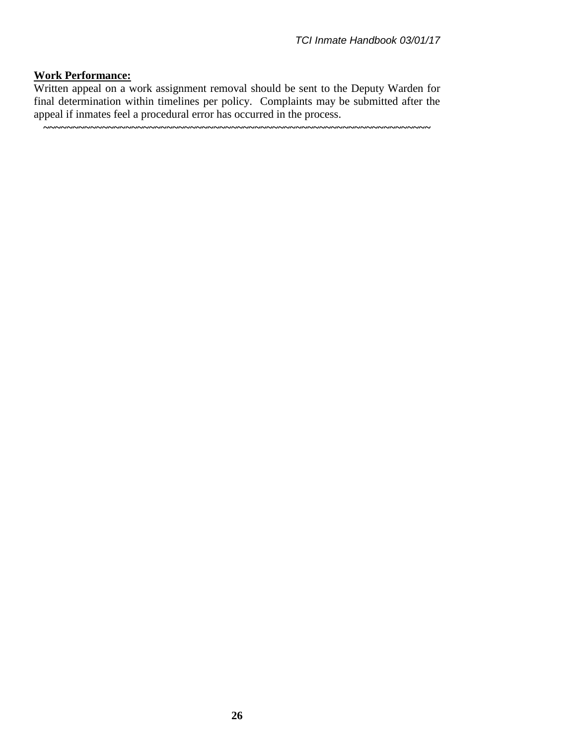**<u>Work Performance:</u>**

Written appeal on a work assignment removal should be sent to the Deputy Warden for final determination within timelines per policy. Complaints may be submitted after the appeal if inmates feel a procedural error has occurred in the process.

~~~~~~~~~~~~~~~~~~~~~~~~~~~~~~~~~~~~~~~~~~~~~~~~~~~~~~~~~~~~~~~~~~~~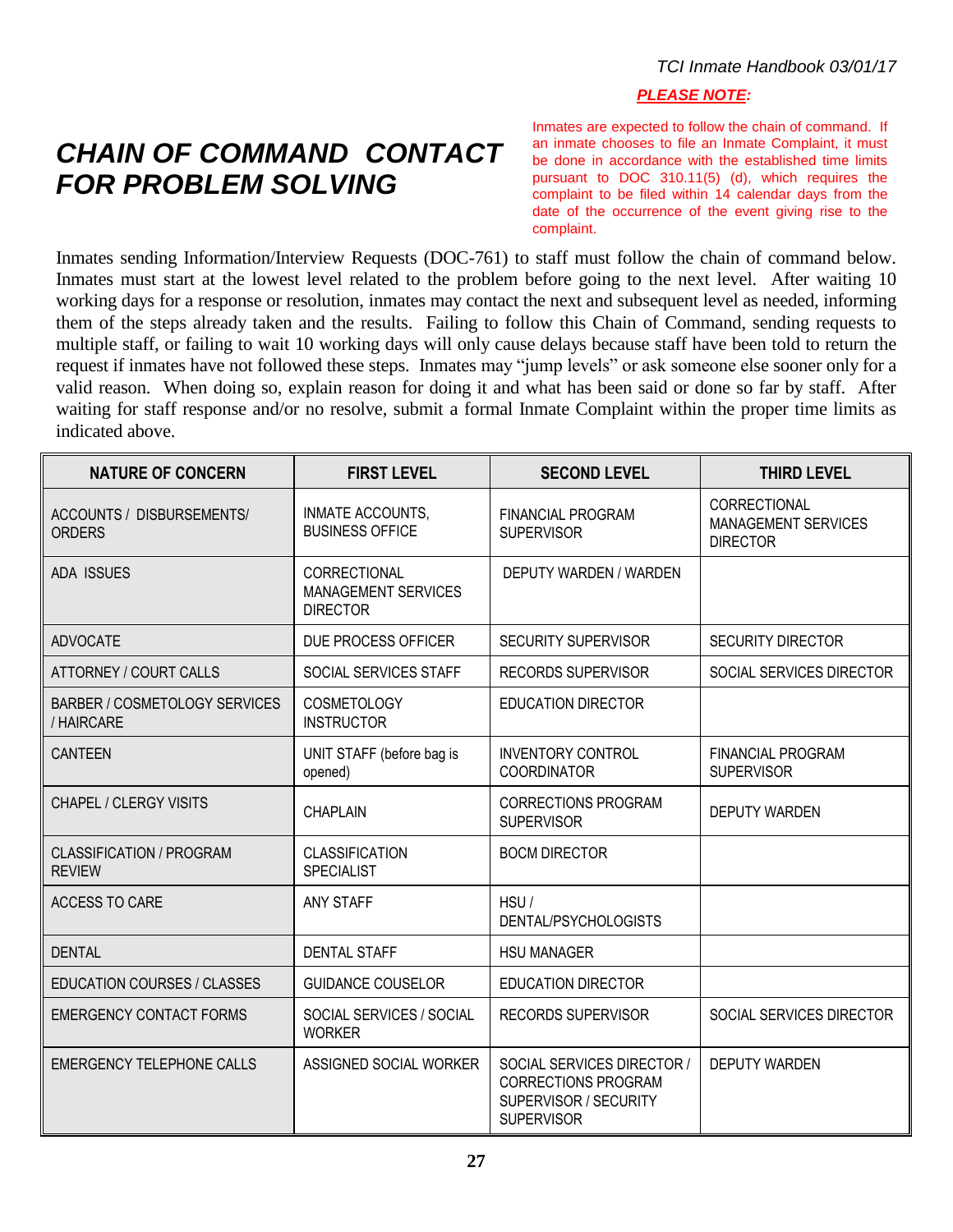# CHAIN OF COMMAND CONTACT FOR PROBLEM SOLVING

***PLEASE NOTE:***

Inmates are expected to follow the chain of command. If an inmate chooses to file an Inmate Complaint, it must be done in accordance with the established time limits pursuant to DOC 310.11(5) (d), which requires the complaint to be filed within 14 calendar days from the date of the occurrence of the event giving rise to the complaint.

Inmates sending Information/Interview Requests (DOC-761) to staff must follow the chain of command below. Inmates must start at the lowest level related to the problem before going to the next level. After waiting 10 working days for a response or resolution, inmates may contact the next and subsequent level as needed, informing them of the steps already taken and the results. Failing to follow this Chain of Command, sending requests to multiple staff, or failing to wait 10 working days will only cause delays because staff have been told to return the request if inmates have not followed these steps. Inmates may "jump levels" or ask someone else sooner only for a valid reason. When doing so, explain reason for doing it and what has been said or done so far by staff. After waiting for staff response and/or no resolve, submit a formal Inmate Complaint within the proper time limits as indicated above.

| NATURE OF CONCERN | FIRST LEVEL | SECOND LEVEL | THIRD LEVEL |
|---|---|---|---|
| ACCOUNTS / DISBURSEMENTS/ ORDERS | INMATE ACCOUNTS, BUSINESS OFFICE | FINANCIAL PROGRAM SUPERVISOR | CORRECTIONAL MANAGEMENT SERVICES DIRECTOR |
| ADA ISSUES | CORRECTIONAL MANAGEMENT SERVICES DIRECTOR | DEPUTY WARDEN / WARDEN | |
| ADVOCATE | DUE PROCESS OFFICER | SECURITY SUPERVISOR | SECURITY DIRECTOR |
| ATTORNEY / COURT CALLS | SOCIAL SERVICES STAFF | RECORDS SUPERVISOR | SOCIAL SERVICES DIRECTOR |
| BARBER / COSMETOLOGY SERVICES / HAIRCARE | COSMETOLOGY INSTRUCTOR | EDUCATION DIRECTOR | |
| CANTEEN | UNIT STAFF (before bag is opened) | INVENTORY CONTROL COORDINATOR | FINANCIAL PROGRAM SUPERVISOR |
| CHAPEL / CLERGY VISITS | CHAPLAIN | CORRECTIONS PROGRAM SUPERVISOR | DEPUTY WARDEN |
| CLASSIFICATION / PROGRAM REVIEW | CLASSIFICATION SPECIALIST | BOCM DIRECTOR | |
| ACCESS TO CARE | ANY STAFF | HSU / DENTAL/PSYCHOLOGISTS | |
| DENTAL | DENTAL STAFF | HSU MANAGER | |
| EDUCATION COURSES / CLASSES | GUIDANCE COUSELOR | EDUCATION DIRECTOR | |
| EMERGENCY CONTACT FORMS | SOCIAL SERVICES / SOCIAL WORKER | RECORDS SUPERVISOR | SOCIAL SERVICES DIRECTOR |
| EMERGENCY TELEPHONE CALLS | ASSIGNED SOCIAL WORKER | SOCIAL SERVICES DIRECTOR / CORRECTIONS PROGRAM SUPERVISOR / SECURITY SUPERVISOR | DEPUTY WARDEN |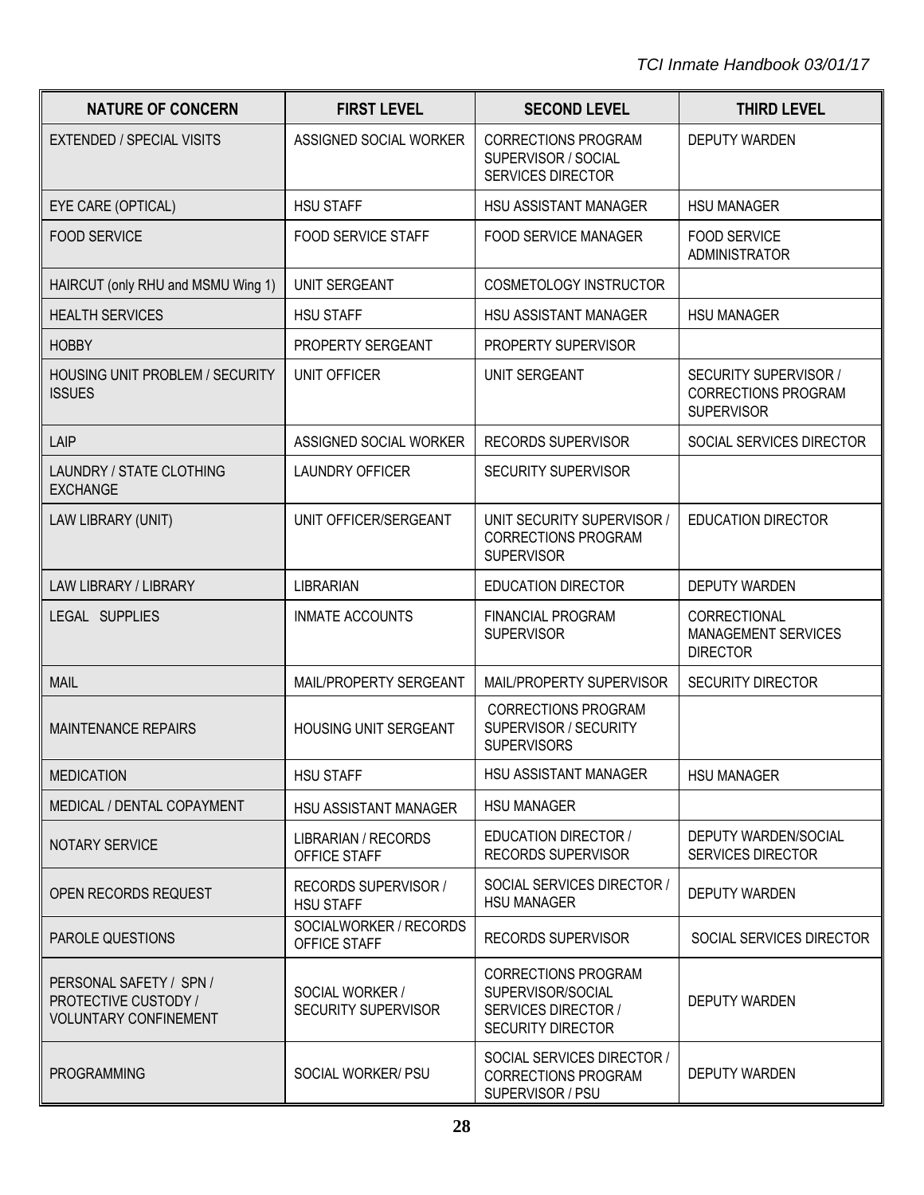| NATURE OF CONCERN | FIRST LEVEL | SECOND LEVEL | THIRD LEVEL |
|---|---|---|---|
| EXTENDED / SPECIAL VISITS | ASSIGNED SOCIAL WORKER | CORRECTIONS PROGRAM SUPERVISOR / SOCIAL SERVICES DIRECTOR | DEPUTY WARDEN |
| EYE CARE (OPTICAL) | HSU STAFF | HSU ASSISTANT MANAGER | HSU MANAGER |
| FOOD SERVICE | FOOD SERVICE STAFF | FOOD SERVICE MANAGER | FOOD SERVICE ADMINISTRATOR |
| HAIRCUT (only RHU and MSMU Wing 1) | UNIT SERGEANT | COSMETOLOGY INSTRUCTOR | |
| HEALTH SERVICES | HSU STAFF | HSU ASSISTANT MANAGER | HSU MANAGER |
| HOBBY | PROPERTY SERGEANT | PROPERTY SUPERVISOR | |
| HOUSING UNIT PROBLEM / SECURITY ISSUES | UNIT OFFICER | UNIT SERGEANT | SECURITY SUPERVISOR / CORRECTIONS PROGRAM SUPERVISOR |
| LAIP | ASSIGNED SOCIAL WORKER | RECORDS SUPERVISOR | SOCIAL SERVICES DIRECTOR |
| LAUNDRY / STATE CLOTHING EXCHANGE | LAUNDRY OFFICER | SECURITY SUPERVISOR | |
| LAW LIBRARY (UNIT) | UNIT OFFICER/SERGEANT | UNIT SECURITY SUPERVISOR / CORRECTIONS PROGRAM SUPERVISOR | EDUCATION DIRECTOR |
| LAW LIBRARY / LIBRARY | LIBRARIAN | EDUCATION DIRECTOR | DEPUTY WARDEN |
| LEGAL SUPPLIES | INMATE ACCOUNTS | FINANCIAL PROGRAM SUPERVISOR | CORRECTIONAL MANAGEMENT SERVICES DIRECTOR |
| MAIL | MAIL/PROPERTY SERGEANT | MAIL/PROPERTY SUPERVISOR | SECURITY DIRECTOR |
| MAINTENANCE REPAIRS | HOUSING UNIT SERGEANT | CORRECTIONS PROGRAM SUPERVISOR / SECURITY SUPERVISORS | |
| MEDICATION | HSU STAFF | HSU ASSISTANT MANAGER | HSU MANAGER |
| MEDICAL / DENTAL COPAYMENT | HSU ASSISTANT MANAGER | HSU MANAGER | |
| NOTARY SERVICE | LIBRARIAN / RECORDS OFFICE STAFF | EDUCATION DIRECTOR / RECORDS SUPERVISOR | DEPUTY WARDEN/SOCIAL SERVICES DIRECTOR |
| OPEN RECORDS REQUEST | RECORDS SUPERVISOR / HSU STAFF | SOCIAL SERVICES DIRECTOR / HSU MANAGER | DEPUTY WARDEN |
| PAROLE QUESTIONS | SOCIALWORKER / RECORDS OFFICE STAFF | RECORDS SUPERVISOR | SOCIAL SERVICES DIRECTOR |
| PERSONAL SAFETY / SPN / PROTECTIVE CUSTODY / VOLUNTARY CONFINEMENT | SOCIAL WORKER / SECURITY SUPERVISOR | CORRECTIONS PROGRAM SUPERVISOR/SOCIAL SERVICES DIRECTOR / SECURITY DIRECTOR | DEPUTY WARDEN |
| PROGRAMMING | SOCIAL WORKER/ PSU | SOCIAL SERVICES DIRECTOR / CORRECTIONS PROGRAM SUPERVISOR / PSU | DEPUTY WARDEN |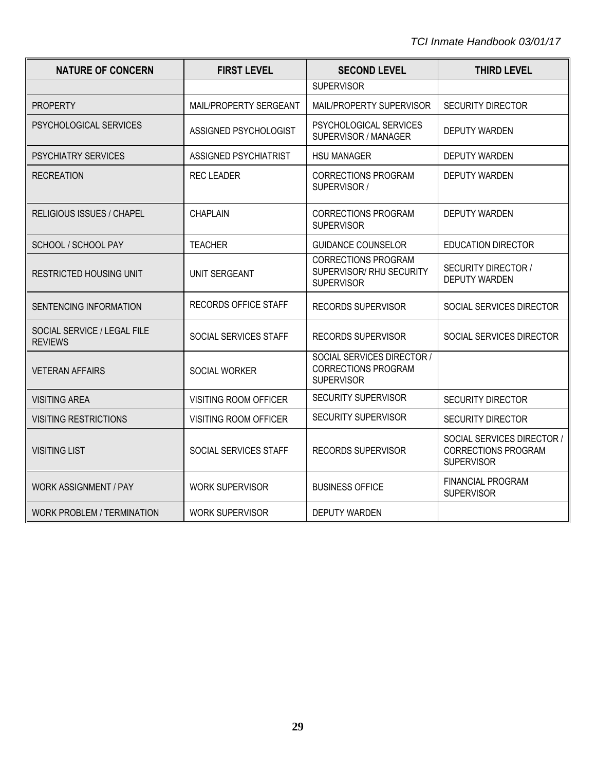| NATURE OF CONCERN | FIRST LEVEL | SECOND LEVEL | THIRD LEVEL |
|---|---|---|---|
| | | SUPERVISOR | |
| PROPERTY | MAIL/PROPERTY SERGEANT | MAIL/PROPERTY SUPERVISOR | SECURITY DIRECTOR |
| PSYCHOLOGICAL SERVICES | ASSIGNED PSYCHOLOGIST | PSYCHOLOGICAL SERVICES SUPERVISOR / MANAGER | DEPUTY WARDEN |
| PSYCHIATRY SERVICES | ASSIGNED PSYCHIATRIST | HSU MANAGER | DEPUTY WARDEN |
| RECREATION | REC LEADER | CORRECTIONS PROGRAM SUPERVISOR / | DEPUTY WARDEN |
| RELIGIOUS ISSUES / CHAPEL | CHAPLAIN | CORRECTIONS PROGRAM SUPERVISOR | DEPUTY WARDEN |
| SCHOOL / SCHOOL PAY | TEACHER | GUIDANCE COUNSELOR | EDUCATION DIRECTOR |
| RESTRICTED HOUSING UNIT | UNIT SERGEANT | CORRECTIONS PROGRAM SUPERVISOR/ RHU SECURITY SUPERVISOR | SECURITY DIRECTOR / DEPUTY WARDEN |
| SENTENCING INFORMATION | RECORDS OFFICE STAFF | RECORDS SUPERVISOR | SOCIAL SERVICES DIRECTOR |
| SOCIAL SERVICE / LEGAL FILE REVIEWS | SOCIAL SERVICES STAFF | RECORDS SUPERVISOR | SOCIAL SERVICES DIRECTOR |
| VETERAN AFFAIRS | SOCIAL WORKER | SOCIAL SERVICES DIRECTOR / CORRECTIONS PROGRAM SUPERVISOR | |
| VISITING AREA | VISITING ROOM OFFICER | SECURITY SUPERVISOR | SECURITY DIRECTOR |
| VISITING RESTRICTIONS | VISITING ROOM OFFICER | SECURITY SUPERVISOR | SECURITY DIRECTOR |
| VISITING LIST | SOCIAL SERVICES STAFF | RECORDS SUPERVISOR | SOCIAL SERVICES DIRECTOR / CORRECTIONS PROGRAM SUPERVISOR |
| WORK ASSIGNMENT / PAY | WORK SUPERVISOR | BUSINESS OFFICE | FINANCIAL PROGRAM SUPERVISOR |
| WORK PROBLEM / TERMINATION | WORK SUPERVISOR | DEPUTY WARDEN | |